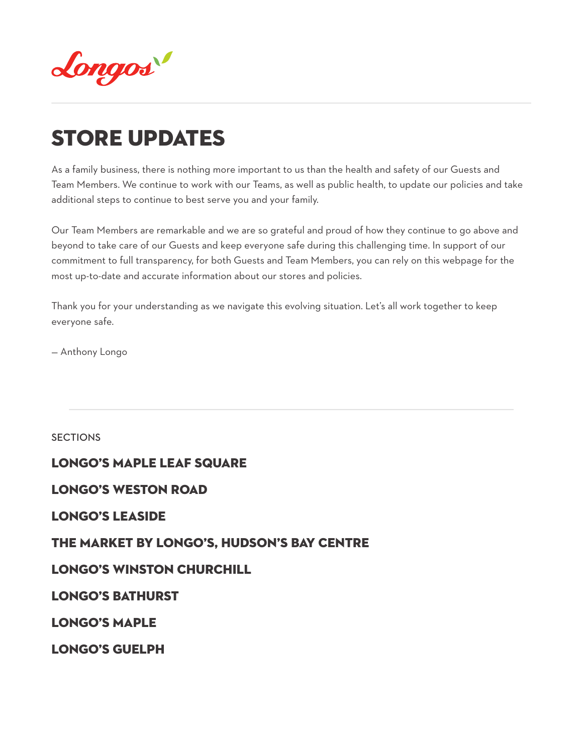Longos

# STORE UPDATES

As a family business, there is nothing more important to us than the health and safety of our Guests and Team Members. We continue to work with our Teams, as well as public health, to update our policies and take additional steps to continue to best serve you and your family.

Our Team Members are remarkable and we are so grateful and proud of how they continue to go above and beyond to take care of our Guests and keep everyone safe during this challenging time. In support of our commitment to full transparency, for both Guests and Team Members, you can rely on this webpage for the most up-to-date and accurate information about our stores and policies.

Thank you for your understanding as we navigate this evolving situation. Let's all work together to keep everyone safe.

— Anthony Longo

SECTIONS

## LONGO'S MAPLE LEAF SQUARE

## LONGO'S WESTON ROAD

## LONGO'S LEASIDE

## THE MARKET BY LONGO'S, HUDSON'S BAY CENTRE

## LONGO'S WINSTON CHURCHILL

## LONGO'S BATHURST

## LONGO'S MAPLE

## LONGO'S GUELPH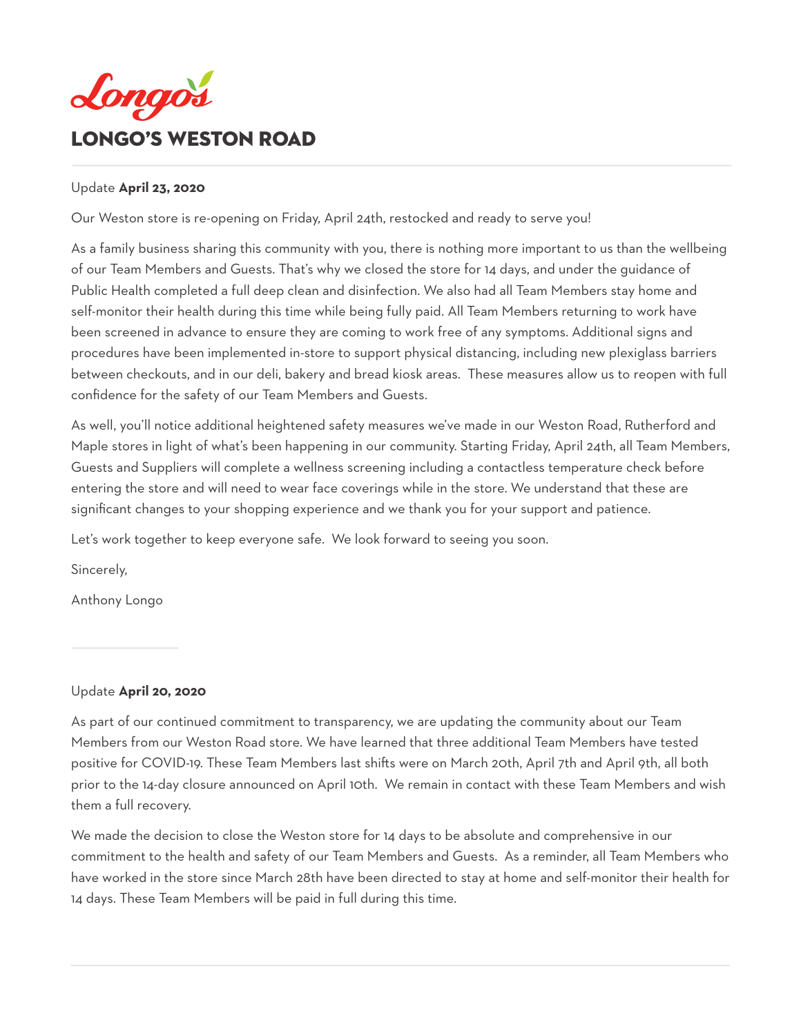Longo's

# LONGO'S WESTON ROAD

---

Update **April 23, 2020**

Our Weston store is re-opening on Friday, April 24th, restocked and ready to serve you!

As a family business sharing this community with you, there is nothing more important to us than the wellbeing of our Team Members and Guests. That's why we closed the store for 14 days, and under the guidance of Public Health completed a full deep clean and disinfection. We also had all Team Members stay home and self-monitor their health during this time while being fully paid. All Team Members returning to work have been screened in advance to ensure they are coming to work free of any symptoms. Additional signs and procedures have been implemented in-store to support physical distancing, including new plexiglass barriers between checkouts, and in our deli, bakery and bread kiosk areas. These measures allow us to reopen with full confidence for the safety of our Team Members and Guests.

As well, you'll notice additional heightened safety measures we've made in our Weston Road, Rutherford and Maple stores in light of what's been happening in our community. Starting Friday, April 24th, all Team Members, Guests and Suppliers will complete a wellness screening including a contactless temperature check before entering the store and will need to wear face coverings while in the store. We understand that these are significant changes to your shopping experience and we thank you for your support and patience.

Let's work together to keep everyone safe. We look forward to seeing you soon.

Sincerely,

Anthony Longo

---

Update **April 20, 2020**

As part of our continued commitment to transparency, we are updating the community about our Team Members from our Weston Road store. We have learned that three additional Team Members have tested positive for COVID-19. These Team Members last shifts were on March 20th, April 7th and April 9th, all both prior to the 14-day closure announced on April 10th. We remain in contact with these Team Members and wish them a full recovery.

We made the decision to close the Weston store for 14 days to be absolute and comprehensive in our commitment to the health and safety of our Team Members and Guests. As a reminder, all Team Members who have worked in the store since March 28th have been directed to stay at home and self-monitor their health for 14 days. These Team Members will be paid in full during this time.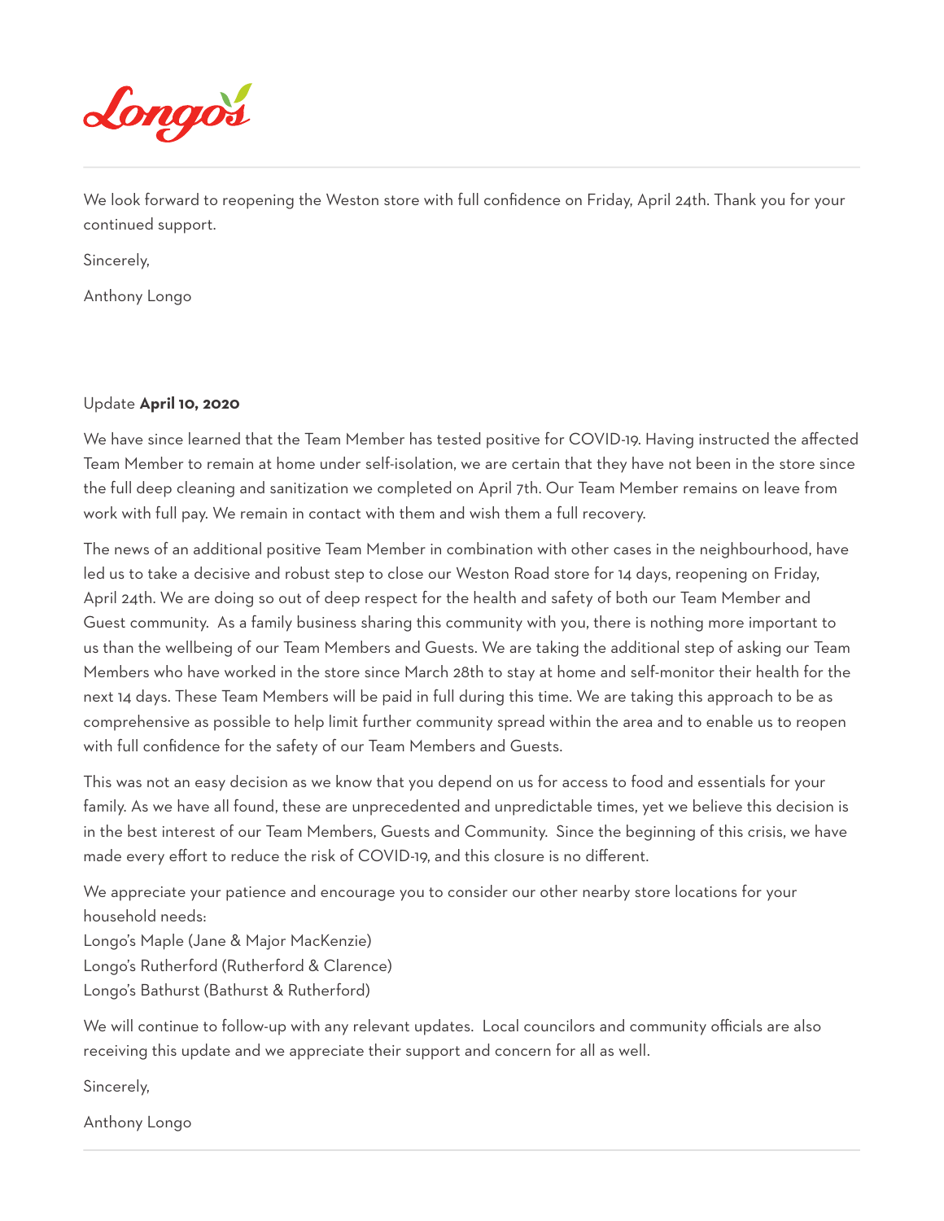We look forward to reopening the Weston store with full confidence on Friday, April 24th. Thank you for your continued support.

Sincerely,

Anthony Longo

Update **April 10, 2020**

We have since learned that the Team Member has tested positive for COVID-19. Having instructed the affected Team Member to remain at home under self-isolation, we are certain that they have not been in the store since the full deep cleaning and sanitization we completed on April 7th. Our Team Member remains on leave from work with full pay. We remain in contact with them and wish them a full recovery.

The news of an additional positive Team Member in combination with other cases in the neighbourhood, have led us to take a decisive and robust step to close our Weston Road store for 14 days, reopening on Friday, April 24th. We are doing so out of deep respect for the health and safety of both our Team Member and Guest community. As a family business sharing this community with you, there is nothing more important to us than the wellbeing of our Team Members and Guests. We are taking the additional step of asking our Team Members who have worked in the store since March 28th to stay at home and self-monitor their health for the next 14 days. These Team Members will be paid in full during this time. We are taking this approach to be as comprehensive as possible to help limit further community spread within the area and to enable us to reopen with full confidence for the safety of our Team Members and Guests.

This was not an easy decision as we know that you depend on us for access to food and essentials for your family. As we have all found, these are unprecedented and unpredictable times, yet we believe this decision is in the best interest of our Team Members, Guests and Community. Since the beginning of this crisis, we have made every effort to reduce the risk of COVID-19, and this closure is no different.

We appreciate your patience and encourage you to consider our other nearby store locations for your household needs:
Longo's Maple (Jane & Major MacKenzie)
Longo's Rutherford (Rutherford & Clarence)
Longo's Bathurst (Bathurst & Rutherford)

We will continue to follow-up with any relevant updates. Local councilors and community officials are also receiving this update and we appreciate their support and concern for all as well.

Sincerely,

Anthony Longo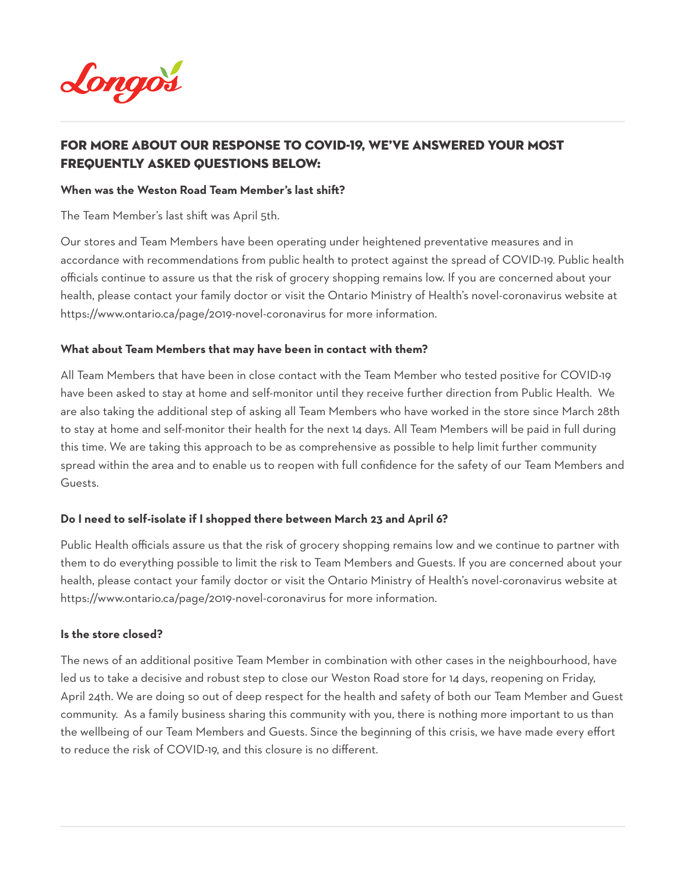Longo's

## FOR MORE ABOUT OUR RESPONSE TO COVID-19, WE'VE ANSWERED YOUR MOST FREQUENTLY ASKED QUESTIONS BELOW:

**When was the Weston Road Team Member's last shift?**

The Team Member's last shift was April 5th.

Our stores and Team Members have been operating under heightened preventative measures and in accordance with recommendations from public health to protect against the spread of COVID-19. Public health officials continue to assure us that the risk of grocery shopping remains low. If you are concerned about your health, please contact your family doctor or visit the Ontario Ministry of Health's novel-coronavirus website at https://www.ontario.ca/page/2019-novel-coronavirus for more information.

**What about Team Members that may have been in contact with them?**

All Team Members that have been in close contact with the Team Member who tested positive for COVID-19 have been asked to stay at home and self-monitor until they receive further direction from Public Health. We are also taking the additional step of asking all Team Members who have worked in the store since March 28th to stay at home and self-monitor their health for the next 14 days. All Team Members will be paid in full during this time. We are taking this approach to be as comprehensive as possible to help limit further community spread within the area and to enable us to reopen with full confidence for the safety of our Team Members and Guests.

**Do I need to self-isolate if I shopped there between March 23 and April 6?**

Public Health officials assure us that the risk of grocery shopping remains low and we continue to partner with them to do everything possible to limit the risk to Team Members and Guests. If you are concerned about your health, please contact your family doctor or visit the Ontario Ministry of Health's novel-coronavirus website at https://www.ontario.ca/page/2019-novel-coronavirus for more information.

**Is the store closed?**

The news of an additional positive Team Member in combination with other cases in the neighbourhood, have led us to take a decisive and robust step to close our Weston Road store for 14 days, reopening on Friday, April 24th. We are doing so out of deep respect for the health and safety of both our Team Member and Guest community. As a family business sharing this community with you, there is nothing more important to us than the wellbeing of our Team Members and Guests. Since the beginning of this crisis, we have made every effort to reduce the risk of COVID-19, and this closure is no different.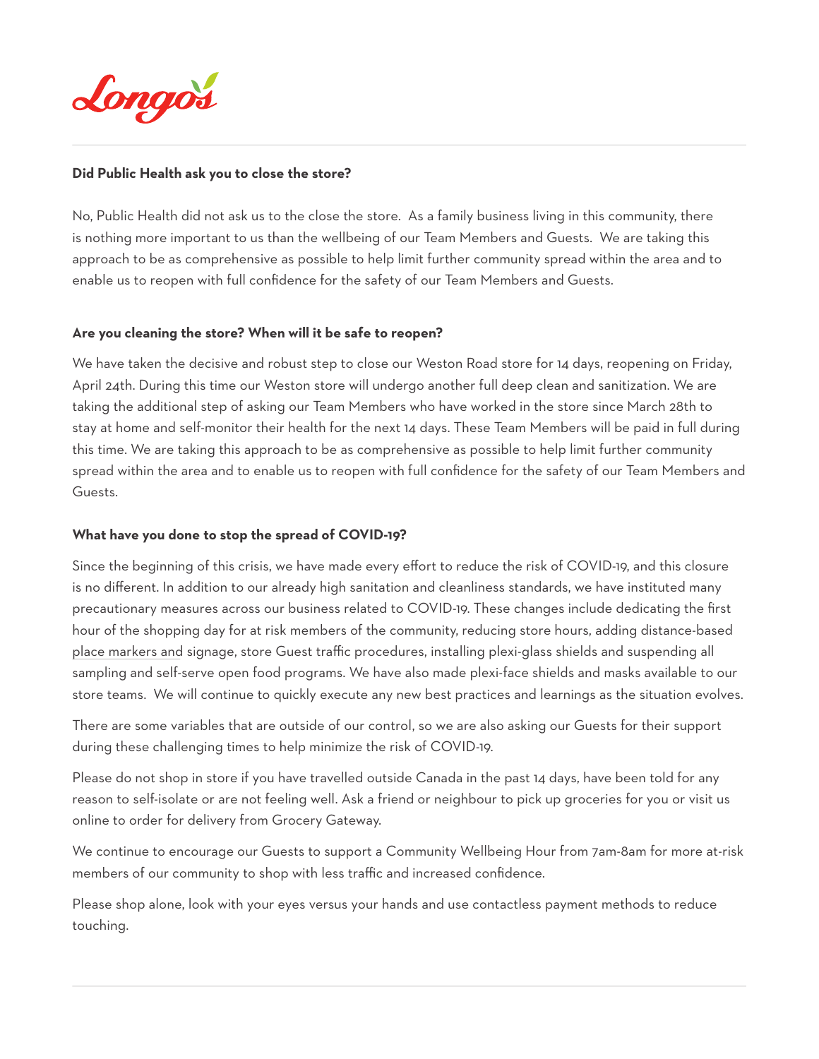**Did Public Health ask you to close the store?**

No, Public Health did not ask us to the close the store.  As a family business living in this community, there is nothing more important to us than the wellbeing of our Team Members and Guests.  We are taking this approach to be as comprehensive as possible to help limit further community spread within the area and to enable us to reopen with full confidence for the safety of our Team Members and Guests.

**Are you cleaning the store? When will it be safe to reopen?**

We have taken the decisive and robust step to close our Weston Road store for 14 days, reopening on Friday, April 24th. During this time our Weston store will undergo another full deep clean and sanitization. We are taking the additional step of asking our Team Members who have worked in the store since March 28th to stay at home and self-monitor their health for the next 14 days. These Team Members will be paid in full during this time. We are taking this approach to be as comprehensive as possible to help limit further community spread within the area and to enable us to reopen with full confidence for the safety of our Team Members and Guests.

**What have you done to stop the spread of COVID-19?**

Since the beginning of this crisis, we have made every effort to reduce the risk of COVID-19, and this closure is no different. In addition to our already high sanitation and cleanliness standards, we have instituted many precautionary measures across our business related to COVID-19. These changes include dedicating the first hour of the shopping day for at risk members of the community, reducing store hours, adding distance-based place markers and signage, store Guest traffic procedures, installing plexi-glass shields and suspending all sampling and self-serve open food programs. We have also made plexi-face shields and masks available to our store teams.  We will continue to quickly execute any new best practices and learnings as the situation evolves.

There are some variables that are outside of our control, so we are also asking our Guests for their support during these challenging times to help minimize the risk of COVID-19.

Please do not shop in store if you have travelled outside Canada in the past 14 days, have been told for any reason to self-isolate or are not feeling well. Ask a friend or neighbour to pick up groceries for you or visit us online to order for delivery from Grocery Gateway.

We continue to encourage our Guests to support a Community Wellbeing Hour from 7am-8am for more at-risk members of our community to shop with less traffic and increased confidence.

Please shop alone, look with your eyes versus your hands and use contactless payment methods to reduce touching.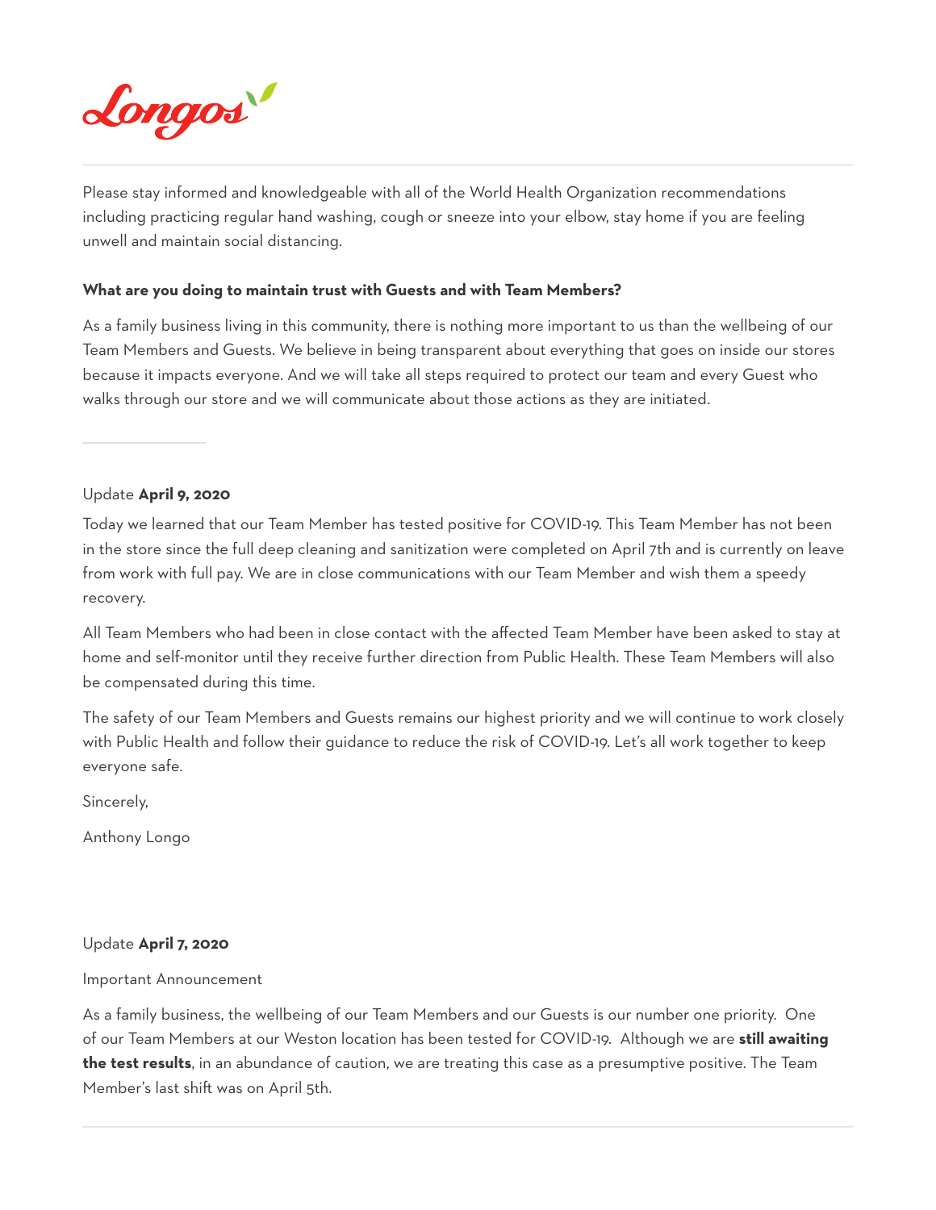Longos

Please stay informed and knowledgeable with all of the World Health Organization recommendations including practicing regular hand washing, cough or sneeze into your elbow, stay home if you are feeling unwell and maintain social distancing.

**What are you doing to maintain trust with Guests and with Team Members?**

As a family business living in this community, there is nothing more important to us than the wellbeing of our Team Members and Guests. We believe in being transparent about everything that goes on inside our stores because it impacts everyone. And we will take all steps required to protect our team and every Guest who walks through our store and we will communicate about those actions as they are initiated.

---

Update **April 9, 2020**

Today we learned that our Team Member has tested positive for COVID-19. This Team Member has not been in the store since the full deep cleaning and sanitization were completed on April 7th and is currently on leave from work with full pay. We are in close communications with our Team Member and wish them a speedy recovery.

All Team Members who had been in close contact with the affected Team Member have been asked to stay at home and self-monitor until they receive further direction from Public Health. These Team Members will also be compensated during this time.

The safety of our Team Members and Guests remains our highest priority and we will continue to work closely with Public Health and follow their guidance to reduce the risk of COVID-19. Let's all work together to keep everyone safe.

Sincerely,

Anthony Longo

Update **April 7, 2020**

Important Announcement

As a family business, the wellbeing of our Team Members and our Guests is our number one priority. One of our Team Members at our Weston location has been tested for COVID-19. Although we are **still awaiting the test results**, in an abundance of caution, we are treating this case as a presumptive positive. The Team Member's last shift was on April 5th.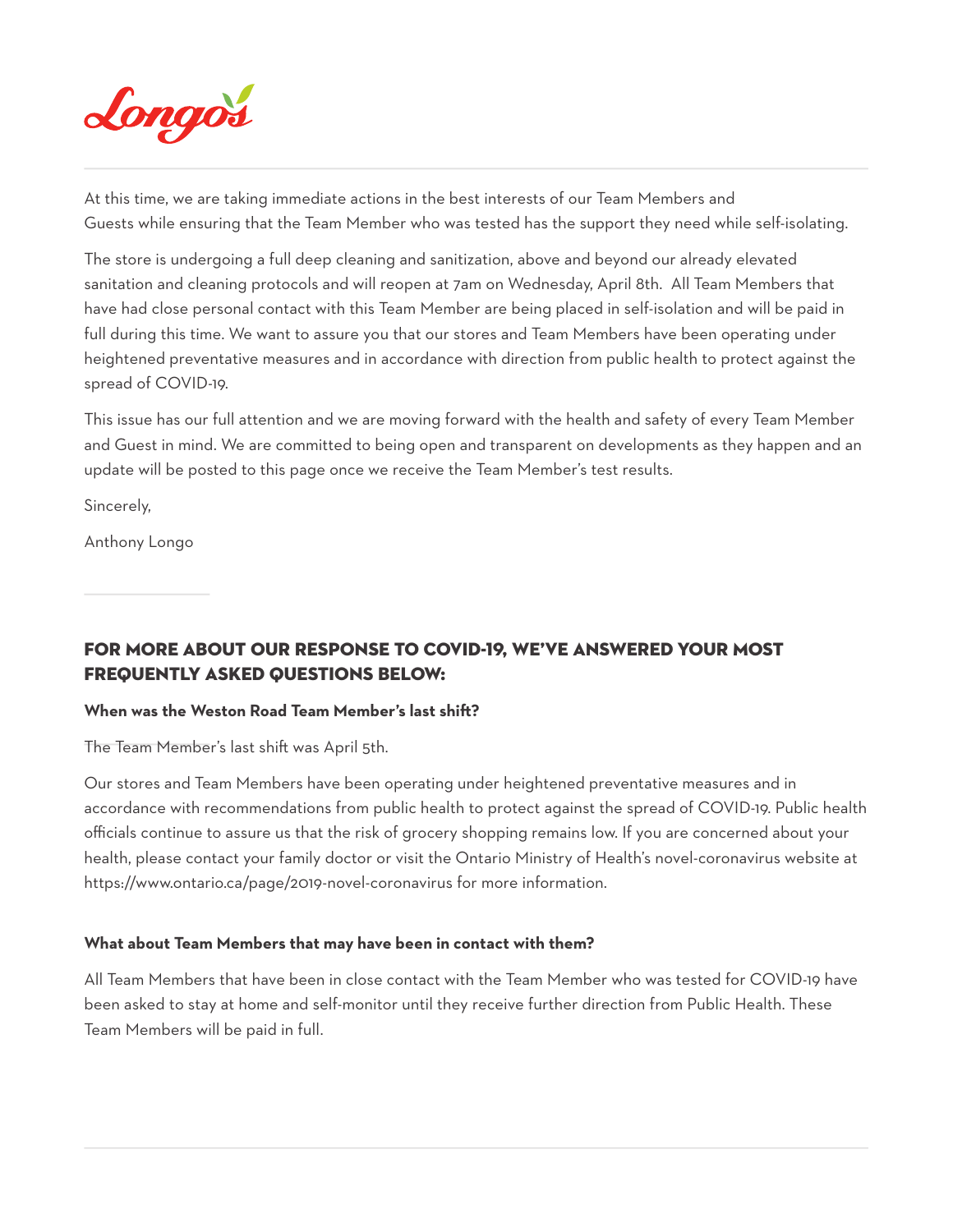Longo's

At this time, we are taking immediate actions in the best interests of our Team Members and Guests while ensuring that the Team Member who was tested has the support they need while self-isolating.

The store is undergoing a full deep cleaning and sanitization, above and beyond our already elevated sanitation and cleaning protocols and will reopen at 7am on Wednesday, April 8th. All Team Members that have had close personal contact with this Team Member are being placed in self-isolation and will be paid in full during this time. We want to assure you that our stores and Team Members have been operating under heightened preventative measures and in accordance with direction from public health to protect against the spread of COVID-19.

This issue has our full attention and we are moving forward with the health and safety of every Team Member and Guest in mind. We are committed to being open and transparent on developments as they happen and an update will be posted to this page once we receive the Team Member's test results.

Sincerely,

Anthony Longo

## FOR MORE ABOUT OUR RESPONSE TO COVID-19, WE'VE ANSWERED YOUR MOST FREQUENTLY ASKED QUESTIONS BELOW:

**When was the Weston Road Team Member's last shift?**

The Team Member's last shift was April 5th.

Our stores and Team Members have been operating under heightened preventative measures and in accordance with recommendations from public health to protect against the spread of COVID-19. Public health officials continue to assure us that the risk of grocery shopping remains low. If you are concerned about your health, please contact your family doctor or visit the Ontario Ministry of Health's novel-coronavirus website at https://www.ontario.ca/page/2019-novel-coronavirus for more information.

**What about Team Members that may have been in contact with them?**

All Team Members that have been in close contact with the Team Member who was tested for COVID-19 have been asked to stay at home and self-monitor until they receive further direction from Public Health. These Team Members will be paid in full.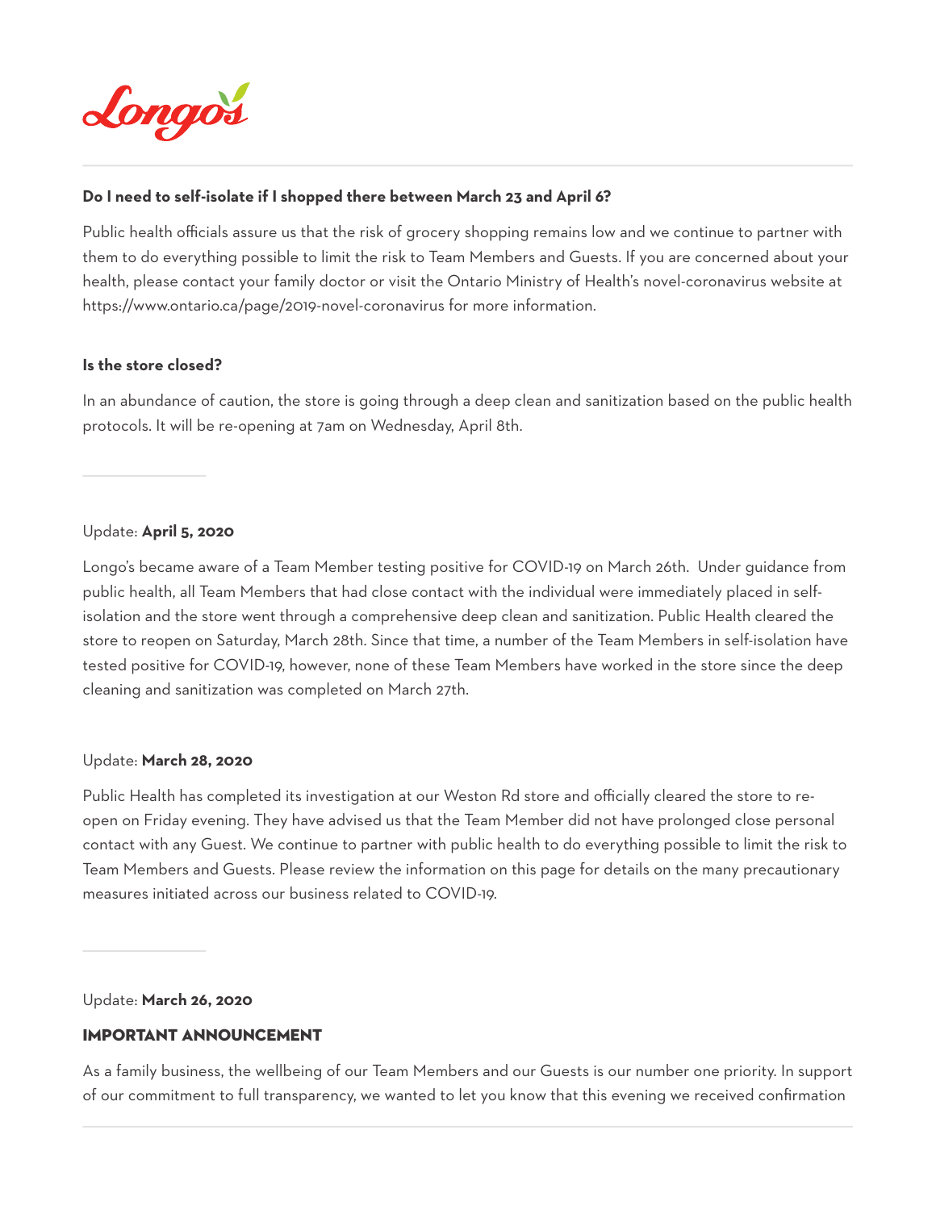**Do I need to self-isolate if I shopped there between March 23 and April 6?**

Public health officials assure us that the risk of grocery shopping remains low and we continue to partner with them to do everything possible to limit the risk to Team Members and Guests. If you are concerned about your health, please contact your family doctor or visit the Ontario Ministry of Health's novel-coronavirus website at https://www.ontario.ca/page/2019-novel-coronavirus for more information.

**Is the store closed?**

In an abundance of caution, the store is going through a deep clean and sanitization based on the public health protocols. It will be re-opening at 7am on Wednesday, April 8th.

---

Update: **April 5, 2020**

Longo's became aware of a Team Member testing positive for COVID-19 on March 26th. Under guidance from public health, all Team Members that had close contact with the individual were immediately placed in self-isolation and the store went through a comprehensive deep clean and sanitization. Public Health cleared the store to reopen on Saturday, March 28th. Since that time, a number of the Team Members in self-isolation have tested positive for COVID-19, however, none of these Team Members have worked in the store since the deep cleaning and sanitization was completed on March 27th.

Update: **March 28, 2020**

Public Health has completed its investigation at our Weston Rd store and officially cleared the store to re-open on Friday evening. They have advised us that the Team Member did not have prolonged close personal contact with any Guest. We continue to partner with public health to do everything possible to limit the risk to Team Members and Guests. Please review the information on this page for details on the many precautionary measures initiated across our business related to COVID-19.

---

Update: **March 26, 2020**

**IMPORTANT ANNOUNCEMENT**

As a family business, the wellbeing of our Team Members and our Guests is our number one priority. In support of our commitment to full transparency, we wanted to let you know that this evening we received confirmation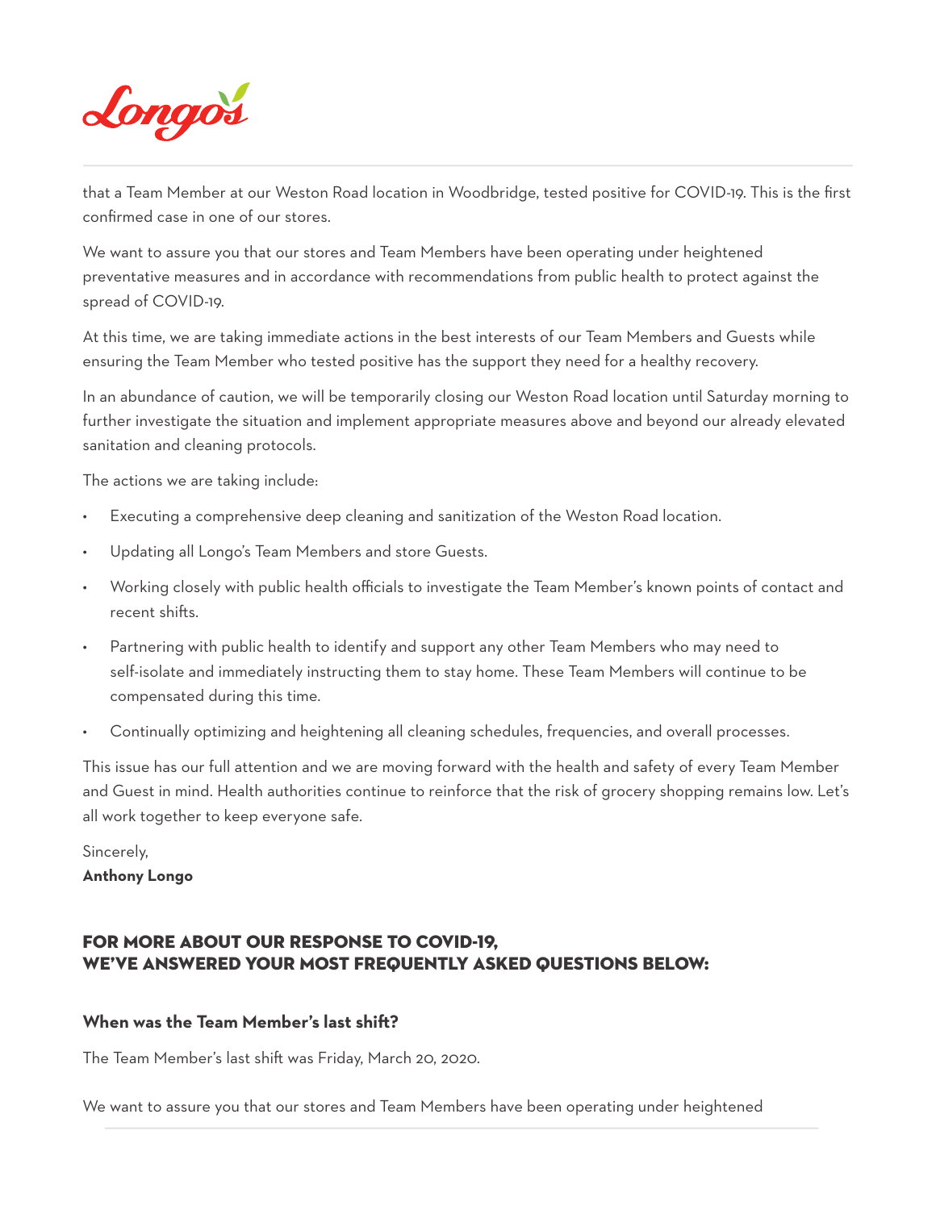that a Team Member at our Weston Road location in Woodbridge, tested positive for COVID-19. This is the first confirmed case in one of our stores.

We want to assure you that our stores and Team Members have been operating under heightened preventative measures and in accordance with recommendations from public health to protect against the spread of COVID-19.

At this time, we are taking immediate actions in the best interests of our Team Members and Guests while ensuring the Team Member who tested positive has the support they need for a healthy recovery.

In an abundance of caution, we will be temporarily closing our Weston Road location until Saturday morning to further investigate the situation and implement appropriate measures above and beyond our already elevated sanitation and cleaning protocols.

The actions we are taking include:

- Executing a comprehensive deep cleaning and sanitization of the Weston Road location.
- Updating all Longo's Team Members and store Guests.
- Working closely with public health officials to investigate the Team Member's known points of contact and recent shifts.
- Partnering with public health to identify and support any other Team Members who may need to self-isolate and immediately instructing them to stay home. These Team Members will continue to be compensated during this time.
- Continually optimizing and heightening all cleaning schedules, frequencies, and overall processes.

This issue has our full attention and we are moving forward with the health and safety of every Team Member and Guest in mind. Health authorities continue to reinforce that the risk of grocery shopping remains low. Let's all work together to keep everyone safe.

Sincerely,
**Anthony Longo**

## FOR MORE ABOUT OUR RESPONSE TO COVID-19, WE'VE ANSWERED YOUR MOST FREQUENTLY ASKED QUESTIONS BELOW:

### When was the Team Member's last shift?

The Team Member's last shift was Friday, March 20, 2020.

We want to assure you that our stores and Team Members have been operating under heightened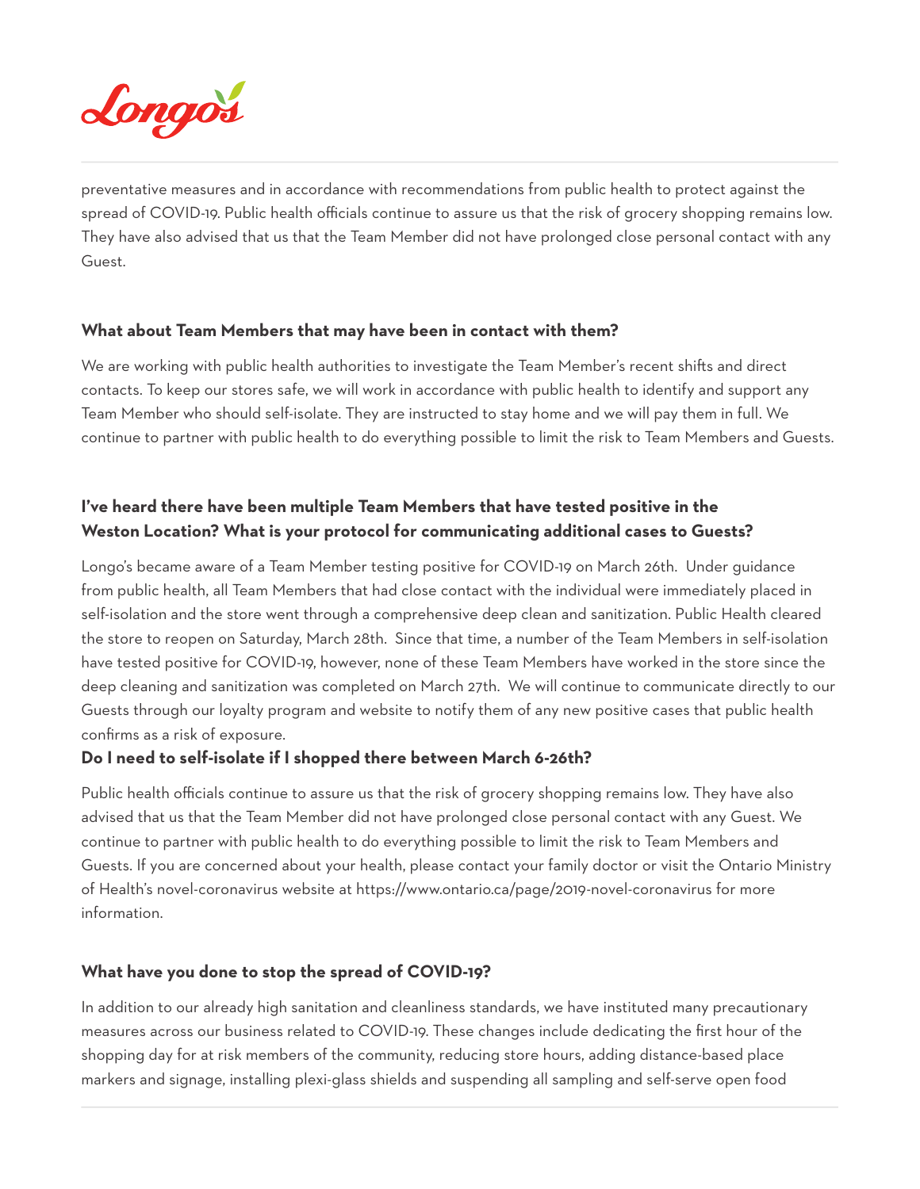preventative measures and in accordance with recommendations from public health to protect against the spread of COVID-19. Public health officials continue to assure us that the risk of grocery shopping remains low. They have also advised that us that the Team Member did not have prolonged close personal contact with any Guest.

**What about Team Members that may have been in contact with them?**

We are working with public health authorities to investigate the Team Member's recent shifts and direct contacts. To keep our stores safe, we will work in accordance with public health to identify and support any Team Member who should self-isolate. They are instructed to stay home and we will pay them in full. We continue to partner with public health to do everything possible to limit the risk to Team Members and Guests.

**I've heard there have been multiple Team Members that have tested positive in the Weston Location? What is your protocol for communicating additional cases to Guests?**

Longo's became aware of a Team Member testing positive for COVID-19 on March 26th. Under guidance from public health, all Team Members that had close contact with the individual were immediately placed in self-isolation and the store went through a comprehensive deep clean and sanitization. Public Health cleared the store to reopen on Saturday, March 28th. Since that time, a number of the Team Members in self-isolation have tested positive for COVID-19, however, none of these Team Members have worked in the store since the deep cleaning and sanitization was completed on March 27th. We will continue to communicate directly to our Guests through our loyalty program and website to notify them of any new positive cases that public health confirms as a risk of exposure.

**Do I need to self-isolate if I shopped there between March 6-26th?**

Public health officials continue to assure us that the risk of grocery shopping remains low. They have also advised that us that the Team Member did not have prolonged close personal contact with any Guest. We continue to partner with public health to do everything possible to limit the risk to Team Members and Guests. If you are concerned about your health, please contact your family doctor or visit the Ontario Ministry of Health's novel-coronavirus website at https://www.ontario.ca/page/2019-novel-coronavirus for more information.

**What have you done to stop the spread of COVID-19?**

In addition to our already high sanitation and cleanliness standards, we have instituted many precautionary measures across our business related to COVID-19. These changes include dedicating the first hour of the shopping day for at risk members of the community, reducing store hours, adding distance-based place markers and signage, installing plexi-glass shields and suspending all sampling and self-serve open food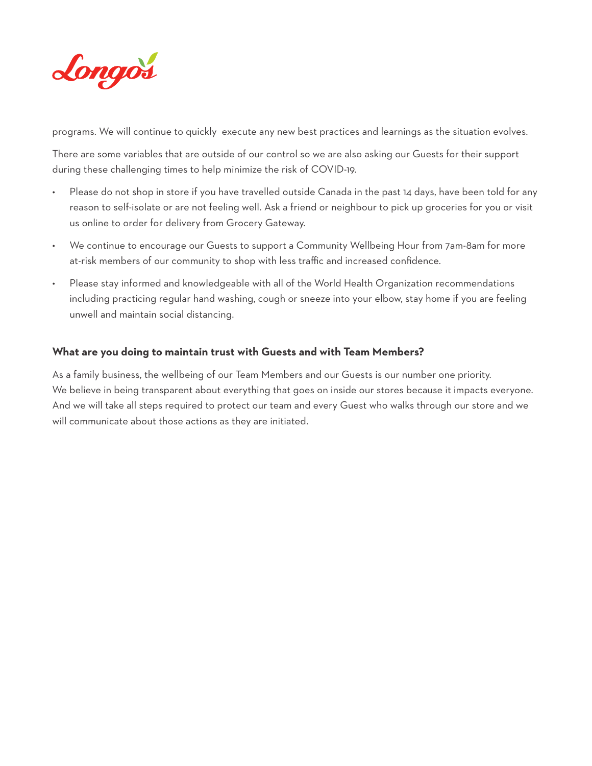programs. We will continue to quickly execute any new best practices and learnings as the situation evolves.

There are some variables that are outside of our control so we are also asking our Guests for their support during these challenging times to help minimize the risk of COVID-19.

- Please do not shop in store if you have travelled outside Canada in the past 14 days, have been told for any reason to self-isolate or are not feeling well. Ask a friend or neighbour to pick up groceries for you or visit us online to order for delivery from Grocery Gateway.
- We continue to encourage our Guests to support a Community Wellbeing Hour from 7am-8am for more at-risk members of our community to shop with less traffic and increased confidence.
- Please stay informed and knowledgeable with all of the World Health Organization recommendations including practicing regular hand washing, cough or sneeze into your elbow, stay home if you are feeling unwell and maintain social distancing.

### What are you doing to maintain trust with Guests and with Team Members?

As a family business, the wellbeing of our Team Members and our Guests is our number one priority. We believe in being transparent about everything that goes on inside our stores because it impacts everyone. And we will take all steps required to protect our team and every Guest who walks through our store and we will communicate about those actions as they are initiated.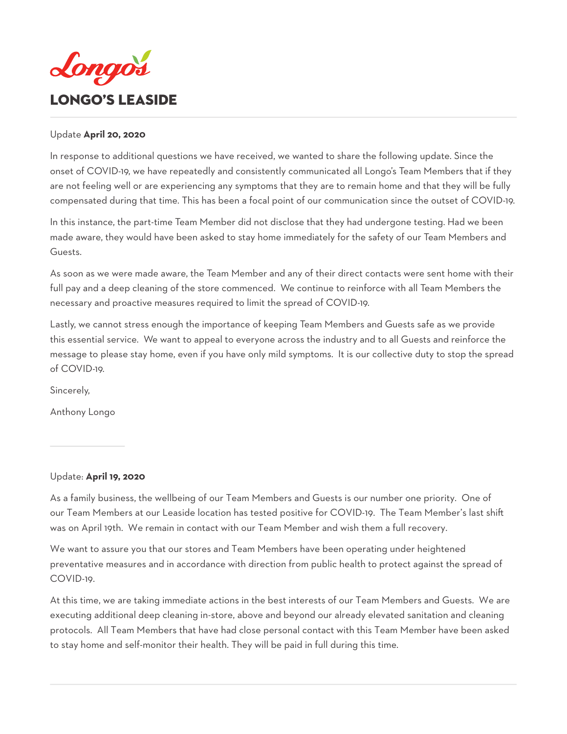Longo's

# LONGO'S LEASIDE

Update **April 20, 2020**

In response to additional questions we have received, we wanted to share the following update. Since the onset of COVID-19, we have repeatedly and consistently communicated all Longo's Team Members that if they are not feeling well or are experiencing any symptoms that they are to remain home and that they will be fully compensated during that time. This has been a focal point of our communication since the outset of COVID-19.

In this instance, the part-time Team Member did not disclose that they had undergone testing. Had we been made aware, they would have been asked to stay home immediately for the safety of our Team Members and Guests.

As soon as we were made aware, the Team Member and any of their direct contacts were sent home with their full pay and a deep cleaning of the store commenced. We continue to reinforce with all Team Members the necessary and proactive measures required to limit the spread of COVID-19.

Lastly, we cannot stress enough the importance of keeping Team Members and Guests safe as we provide this essential service. We want to appeal to everyone across the industry and to all Guests and reinforce the message to please stay home, even if you have only mild symptoms. It is our collective duty to stop the spread of COVID-19.

Sincerely,

Anthony Longo

---

Update: **April 19, 2020**

As a family business, the wellbeing of our Team Members and Guests is our number one priority. One of our Team Members at our Leaside location has tested positive for COVID-19. The Team Member's last shift was on April 19th. We remain in contact with our Team Member and wish them a full recovery.

We want to assure you that our stores and Team Members have been operating under heightened preventative measures and in accordance with direction from public health to protect against the spread of COVID-19.

At this time, we are taking immediate actions in the best interests of our Team Members and Guests. We are executing additional deep cleaning in-store, above and beyond our already elevated sanitation and cleaning protocols. All Team Members that have had close personal contact with this Team Member have been asked to stay home and self-monitor their health. They will be paid in full during this time.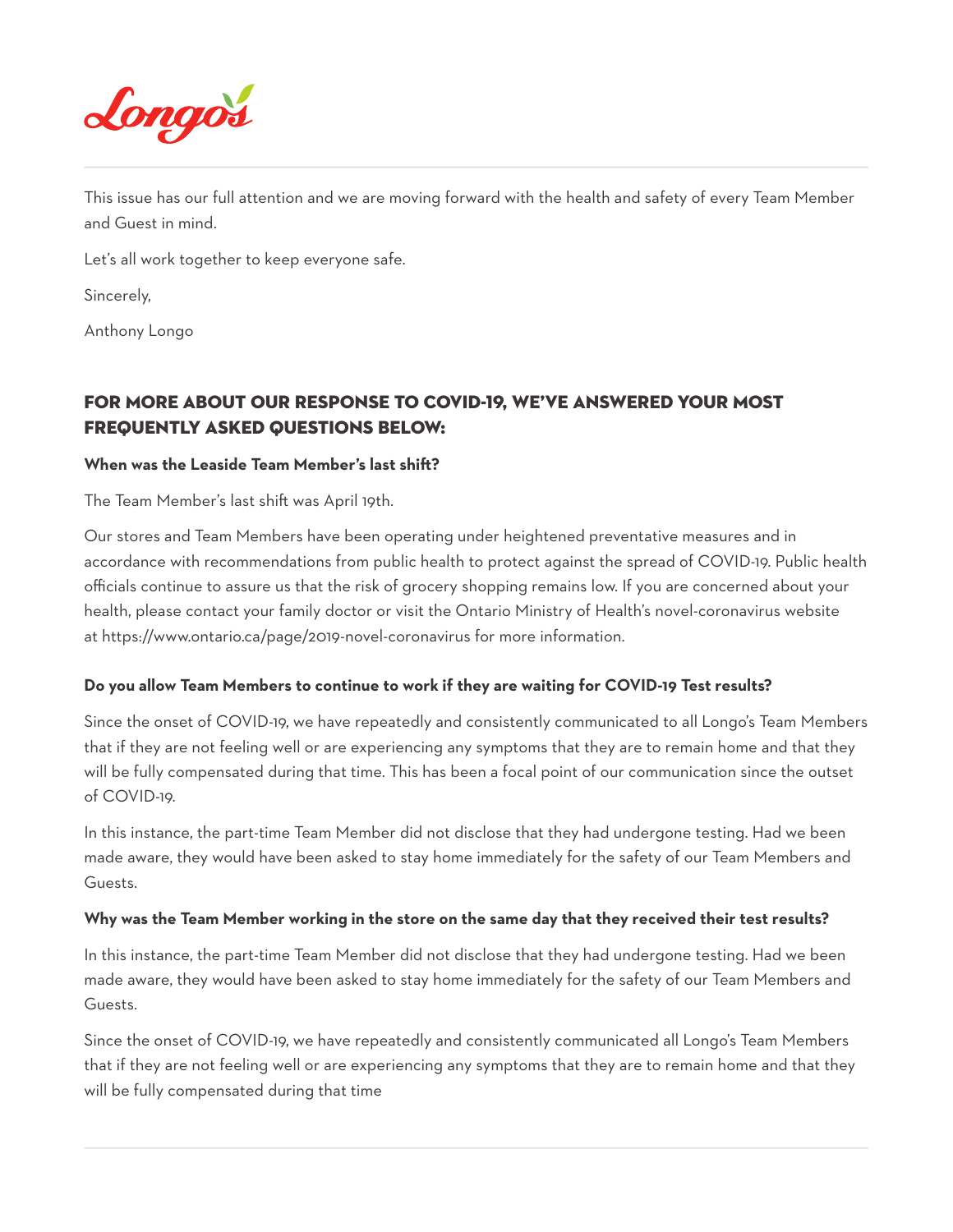This issue has our full attention and we are moving forward with the health and safety of every Team Member and Guest in mind.

Let's all work together to keep everyone safe.

Sincerely,

Anthony Longo

## FOR MORE ABOUT OUR RESPONSE TO COVID-19, WE'VE ANSWERED YOUR MOST FREQUENTLY ASKED QUESTIONS BELOW:

**When was the Leaside Team Member's last shift?**

The Team Member's last shift was April 19th.

Our stores and Team Members have been operating under heightened preventative measures and in accordance with recommendations from public health to protect against the spread of COVID-19. Public health officials continue to assure us that the risk of grocery shopping remains low. If you are concerned about your health, please contact your family doctor or visit the Ontario Ministry of Health's novel-coronavirus website at https://www.ontario.ca/page/2019-novel-coronavirus for more information.

**Do you allow Team Members to continue to work if they are waiting for COVID-19 Test results?**

Since the onset of COVID-19, we have repeatedly and consistently communicated to all Longo's Team Members that if they are not feeling well or are experiencing any symptoms that they are to remain home and that they will be fully compensated during that time. This has been a focal point of our communication since the outset of COVID-19.

In this instance, the part-time Team Member did not disclose that they had undergone testing. Had we been made aware, they would have been asked to stay home immediately for the safety of our Team Members and Guests.

**Why was the Team Member working in the store on the same day that they received their test results?**

In this instance, the part-time Team Member did not disclose that they had undergone testing. Had we been made aware, they would have been asked to stay home immediately for the safety of our Team Members and Guests.

Since the onset of COVID-19, we have repeatedly and consistently communicated all Longo's Team Members that if they are not feeling well or are experiencing any symptoms that they are to remain home and that they will be fully compensated during that time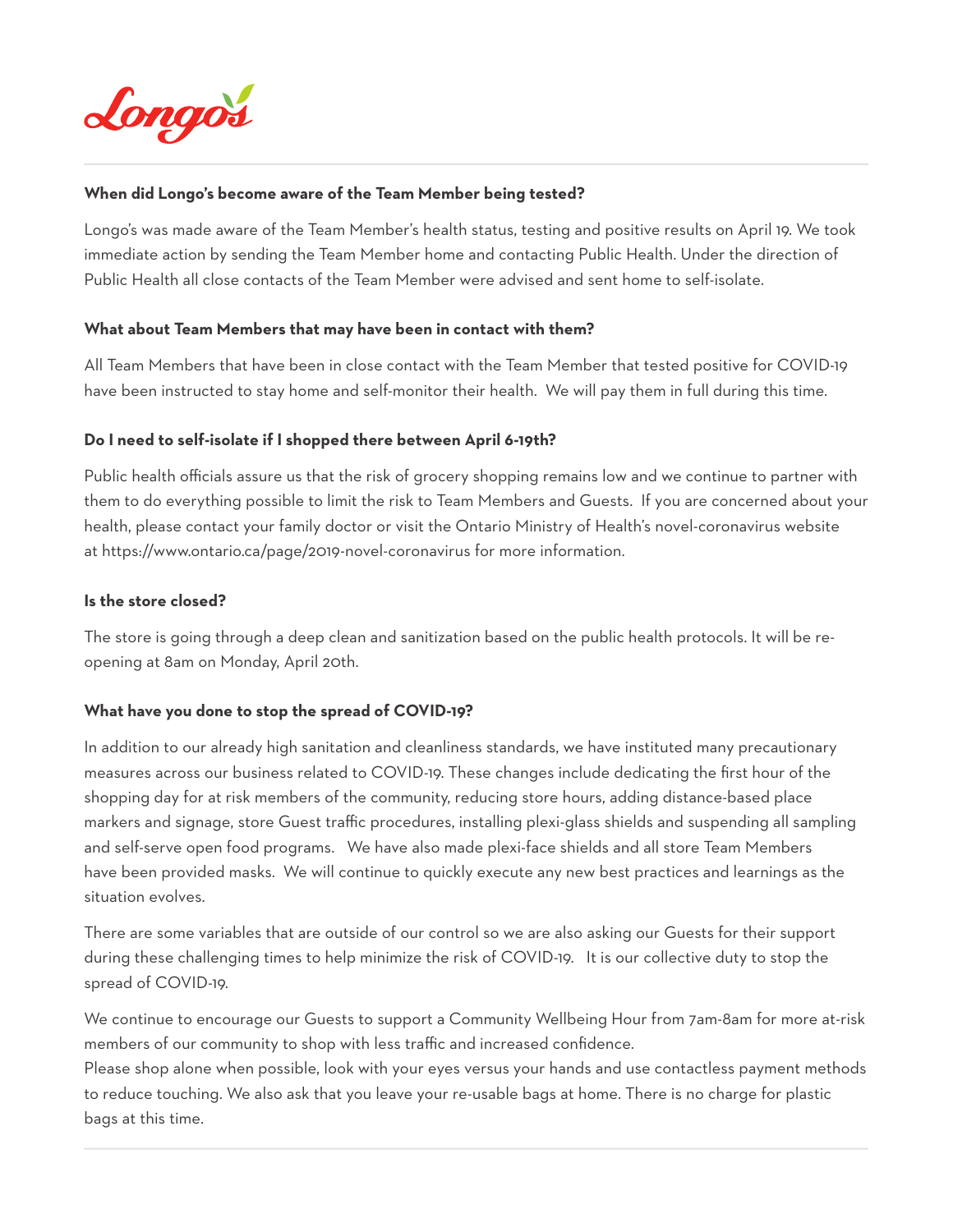Longo's

**When did Longo's become aware of the Team Member being tested?**

Longo's was made aware of the Team Member's health status, testing and positive results on April 19. We took immediate action by sending the Team Member home and contacting Public Health. Under the direction of Public Health all close contacts of the Team Member were advised and sent home to self-isolate.

**What about Team Members that may have been in contact with them?**

All Team Members that have been in close contact with the Team Member that tested positive for COVID-19 have been instructed to stay home and self-monitor their health. We will pay them in full during this time.

**Do I need to self-isolate if I shopped there between April 6-19th?**

Public health officials assure us that the risk of grocery shopping remains low and we continue to partner with them to do everything possible to limit the risk to Team Members and Guests. If you are concerned about your health, please contact your family doctor or visit the Ontario Ministry of Health's novel-coronavirus website at https://www.ontario.ca/page/2019-novel-coronavirus for more information.

**Is the store closed?**

The store is going through a deep clean and sanitization based on the public health protocols. It will be re-opening at 8am on Monday, April 20th.

**What have you done to stop the spread of COVID-19?**

In addition to our already high sanitation and cleanliness standards, we have instituted many precautionary measures across our business related to COVID-19. These changes include dedicating the first hour of the shopping day for at risk members of the community, reducing store hours, adding distance-based place markers and signage, store Guest traffic procedures, installing plexi-glass shields and suspending all sampling and self-serve open food programs. We have also made plexi-face shields and all store Team Members have been provided masks. We will continue to quickly execute any new best practices and learnings as the situation evolves.

There are some variables that are outside of our control so we are also asking our Guests for their support during these challenging times to help minimize the risk of COVID-19. It is our collective duty to stop the spread of COVID-19.

We continue to encourage our Guests to support a Community Wellbeing Hour from 7am-8am for more at-risk members of our community to shop with less traffic and increased confidence.
Please shop alone when possible, look with your eyes versus your hands and use contactless payment methods to reduce touching. We also ask that you leave your re-usable bags at home. There is no charge for plastic bags at this time.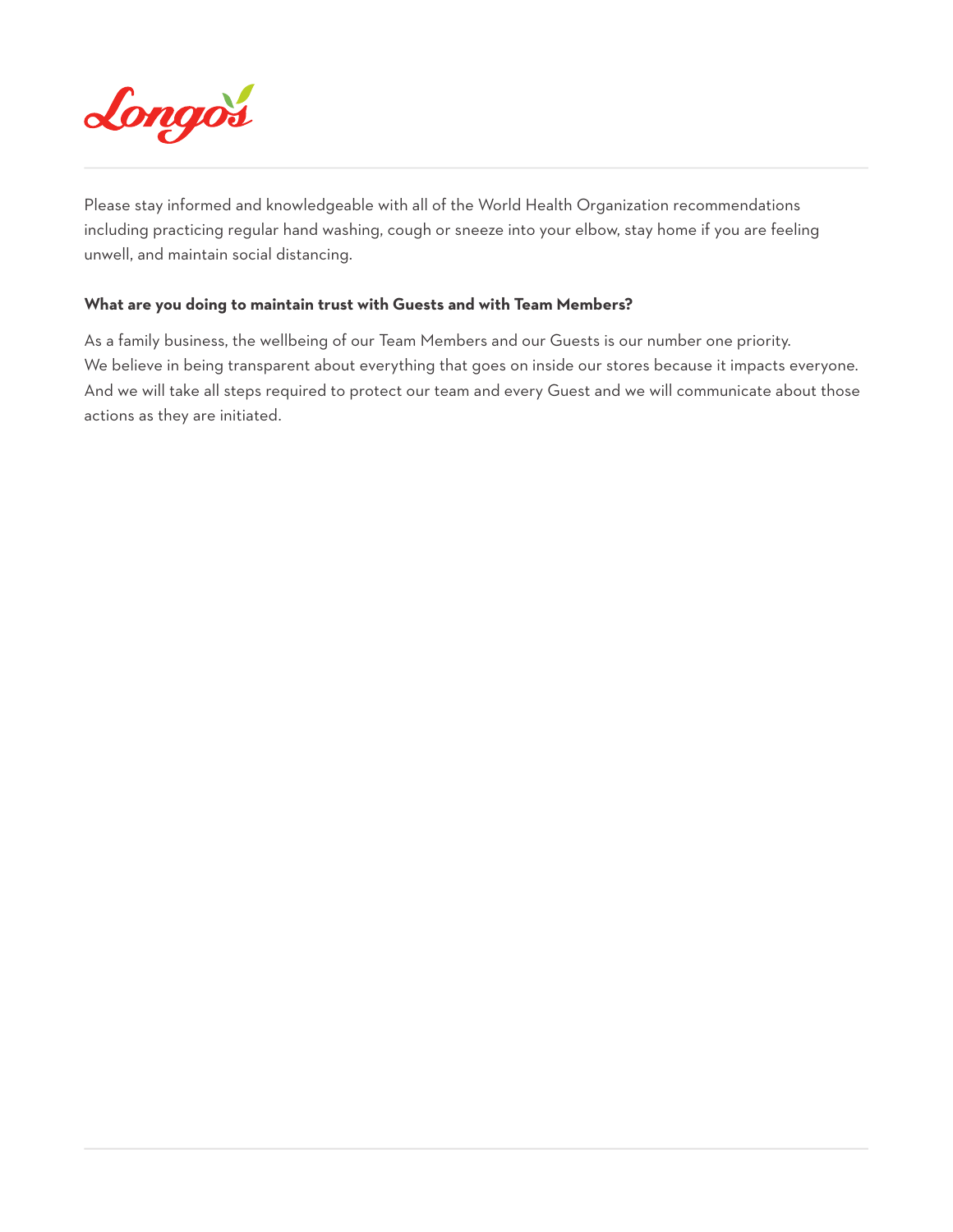Please stay informed and knowledgeable with all of the World Health Organization recommendations including practicing regular hand washing, cough or sneeze into your elbow, stay home if you are feeling unwell, and maintain social distancing.

**What are you doing to maintain trust with Guests and with Team Members?**

As a family business, the wellbeing of our Team Members and our Guests is our number one priority. We believe in being transparent about everything that goes on inside our stores because it impacts everyone. And we will take all steps required to protect our team and every Guest and we will communicate about those actions as they are initiated.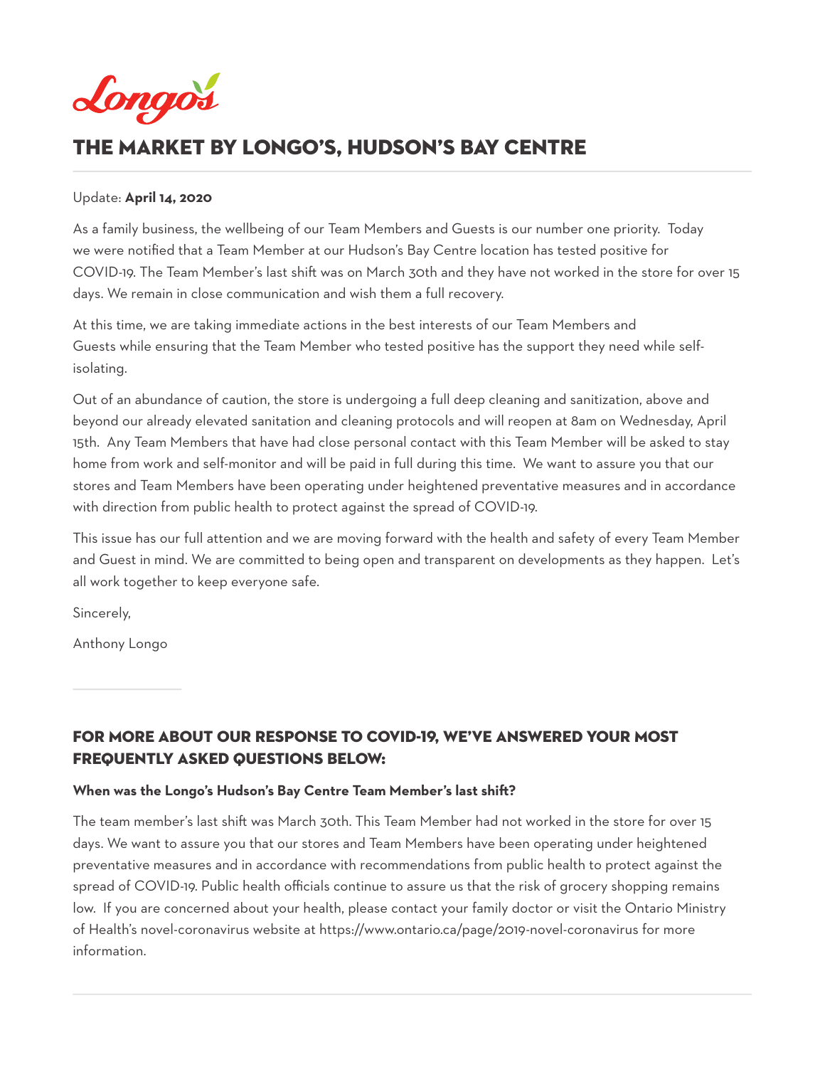# THE MARKET BY LONGO'S, HUDSON'S BAY CENTRE

Update: **April 14, 2020**

As a family business, the wellbeing of our Team Members and Guests is our number one priority. Today we were notified that a Team Member at our Hudson's Bay Centre location has tested positive for COVID-19. The Team Member's last shift was on March 30th and they have not worked in the store for over 15 days. We remain in close communication and wish them a full recovery.

At this time, we are taking immediate actions in the best interests of our Team Members and Guests while ensuring that the Team Member who tested positive has the support they need while self-isolating.

Out of an abundance of caution, the store is undergoing a full deep cleaning and sanitization, above and beyond our already elevated sanitation and cleaning protocols and will reopen at 8am on Wednesday, April 15th. Any Team Members that have had close personal contact with this Team Member will be asked to stay home from work and self-monitor and will be paid in full during this time. We want to assure you that our stores and Team Members have been operating under heightened preventative measures and in accordance with direction from public health to protect against the spread of COVID-19.

This issue has our full attention and we are moving forward with the health and safety of every Team Member and Guest in mind. We are committed to being open and transparent on developments as they happen. Let's all work together to keep everyone safe.

Sincerely,

Anthony Longo

---

## FOR MORE ABOUT OUR RESPONSE TO COVID-19, WE'VE ANSWERED YOUR MOST FREQUENTLY ASKED QUESTIONS BELOW:

**When was the Longo's Hudson's Bay Centre Team Member's last shift?**

The team member's last shift was March 30th. This Team Member had not worked in the store for over 15 days. We want to assure you that our stores and Team Members have been operating under heightened preventative measures and in accordance with recommendations from public health to protect against the spread of COVID-19. Public health officials continue to assure us that the risk of grocery shopping remains low. If you are concerned about your health, please contact your family doctor or visit the Ontario Ministry of Health's novel-coronavirus website at https://www.ontario.ca/page/2019-novel-coronavirus for more information.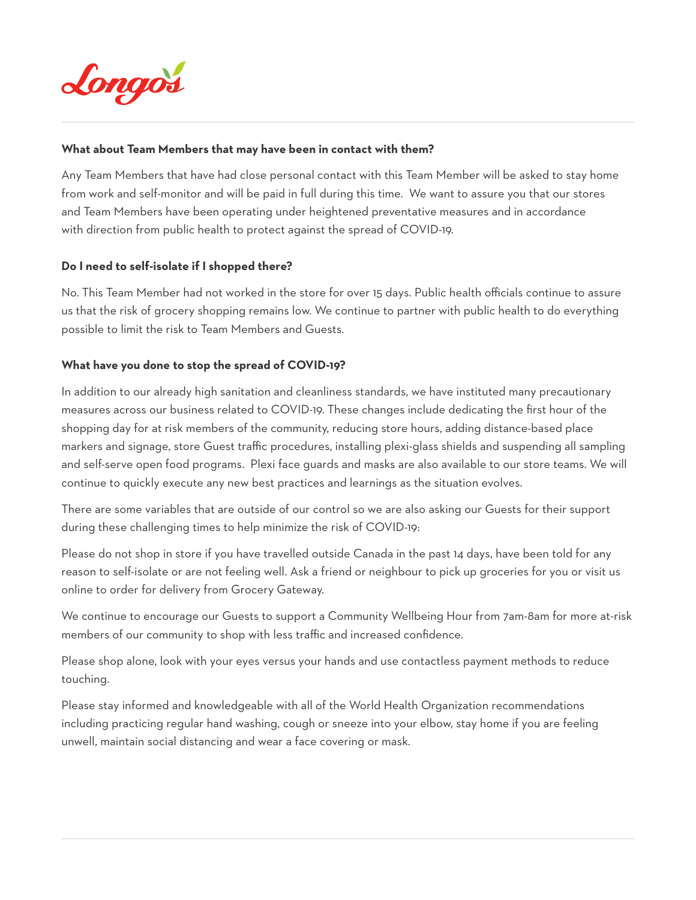**What about Team Members that may have been in contact with them?**

Any Team Members that have had close personal contact with this Team Member will be asked to stay home from work and self-monitor and will be paid in full during this time.  We want to assure you that our stores and Team Members have been operating under heightened preventative measures and in accordance with direction from public health to protect against the spread of COVID-19.

**Do I need to self-isolate if I shopped there?**

No. This Team Member had not worked in the store for over 15 days. Public health officials continue to assure us that the risk of grocery shopping remains low. We continue to partner with public health to do everything possible to limit the risk to Team Members and Guests.

**What have you done to stop the spread of COVID-19?**

In addition to our already high sanitation and cleanliness standards, we have instituted many precautionary measures across our business related to COVID-19. These changes include dedicating the first hour of the shopping day for at risk members of the community, reducing store hours, adding distance-based place markers and signage, store Guest traffic procedures, installing plexi-glass shields and suspending all sampling and self-serve open food programs.  Plexi face guards and masks are also available to our store teams. We will continue to quickly execute any new best practices and learnings as the situation evolves.

There are some variables that are outside of our control so we are also asking our Guests for their support during these challenging times to help minimize the risk of COVID-19:

Please do not shop in store if you have travelled outside Canada in the past 14 days, have been told for any reason to self-isolate or are not feeling well. Ask a friend or neighbour to pick up groceries for you or visit us online to order for delivery from Grocery Gateway.

We continue to encourage our Guests to support a Community Wellbeing Hour from 7am-8am for more at-risk members of our community to shop with less traffic and increased confidence.

Please shop alone, look with your eyes versus your hands and use contactless payment methods to reduce touching.

Please stay informed and knowledgeable with all of the World Health Organization recommendations including practicing regular hand washing, cough or sneeze into your elbow, stay home if you are feeling unwell, maintain social distancing and wear a face covering or mask.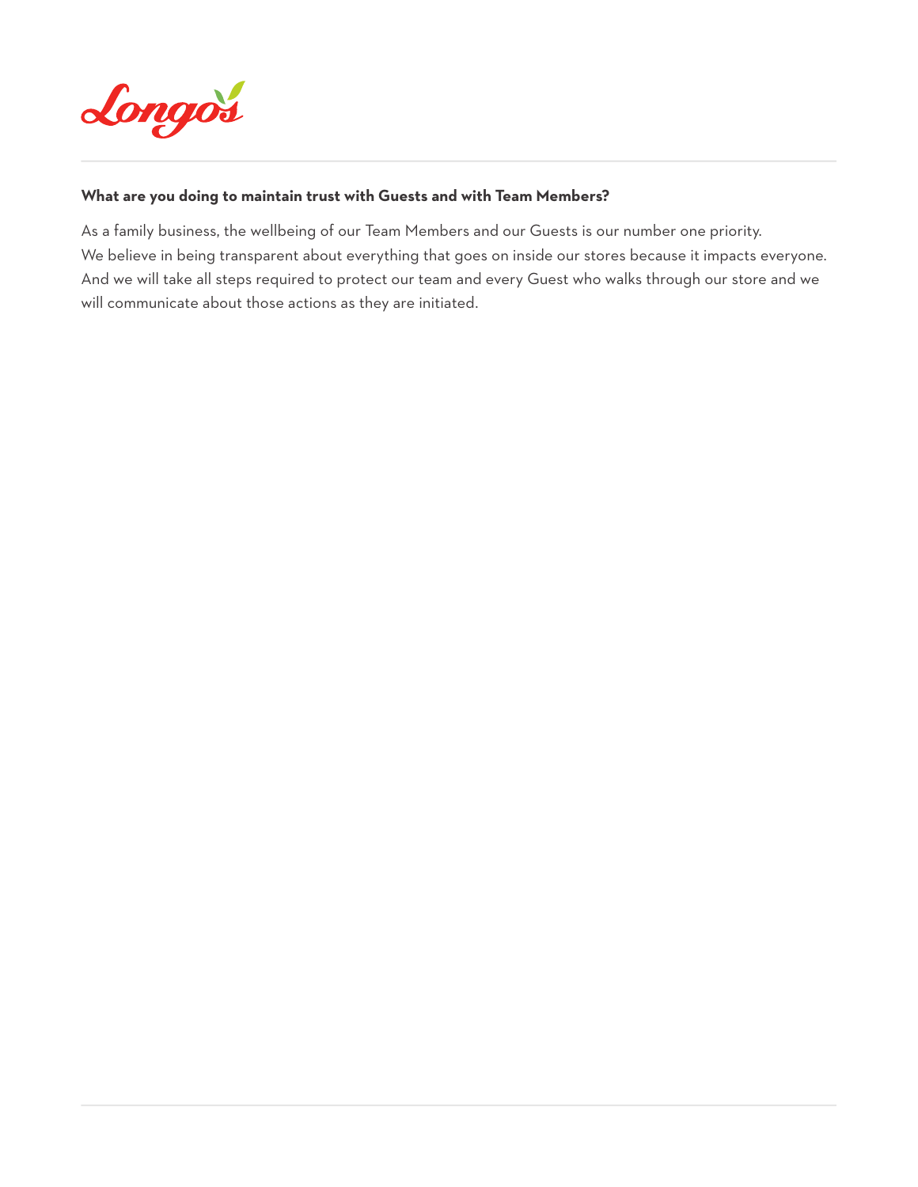**What are you doing to maintain trust with Guests and with Team Members?**

As a family business, the wellbeing of our Team Members and our Guests is our number one priority. We believe in being transparent about everything that goes on inside our stores because it impacts everyone. And we will take all steps required to protect our team and every Guest who walks through our store and we will communicate about those actions as they are initiated.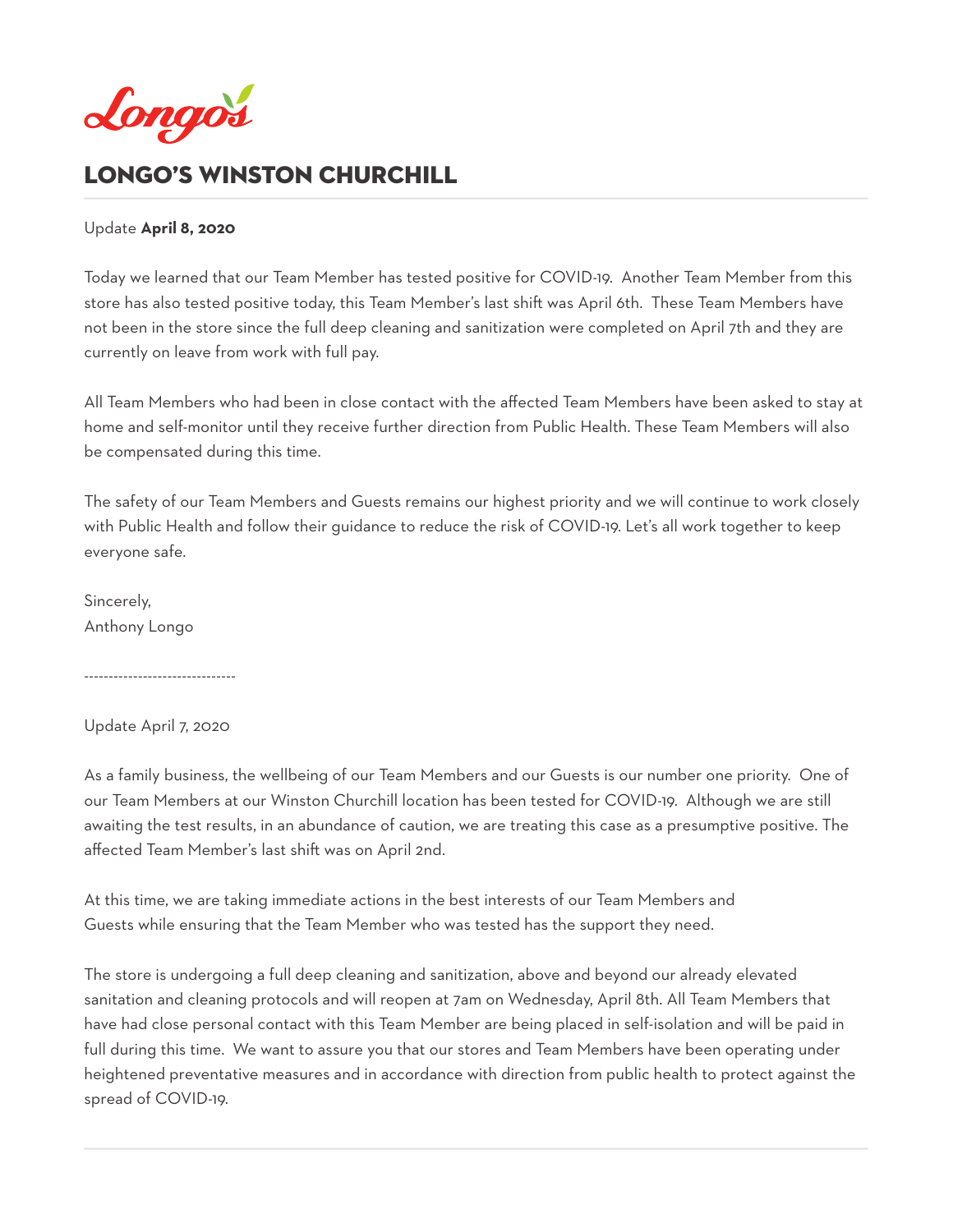# LONGO'S WINSTON CHURCHILL

Update **April 8, 2020**

Today we learned that our Team Member has tested positive for COVID-19. Another Team Member from this store has also tested positive today, this Team Member's last shift was April 6th. These Team Members have not been in the store since the full deep cleaning and sanitization were completed on April 7th and they are currently on leave from work with full pay.

All Team Members who had been in close contact with the affected Team Members have been asked to stay at home and self-monitor until they receive further direction from Public Health. These Team Members will also be compensated during this time.

The safety of our Team Members and Guests remains our highest priority and we will continue to work closely with Public Health and follow their guidance to reduce the risk of COVID-19. Let's all work together to keep everyone safe.

Sincerely,
Anthony Longo

-------------------------------

Update April 7, 2020

As a family business, the wellbeing of our Team Members and our Guests is our number one priority. One of our Team Members at our Winston Churchill location has been tested for COVID-19. Although we are still awaiting the test results, in an abundance of caution, we are treating this case as a presumptive positive. The affected Team Member's last shift was on April 2nd.

At this time, we are taking immediate actions in the best interests of our Team Members and Guests while ensuring that the Team Member who was tested has the support they need.

The store is undergoing a full deep cleaning and sanitization, above and beyond our already elevated sanitation and cleaning protocols and will reopen at 7am on Wednesday, April 8th. All Team Members that have had close personal contact with this Team Member are being placed in self-isolation and will be paid in full during this time. We want to assure you that our stores and Team Members have been operating under heightened preventative measures and in accordance with direction from public health to protect against the spread of COVID-19.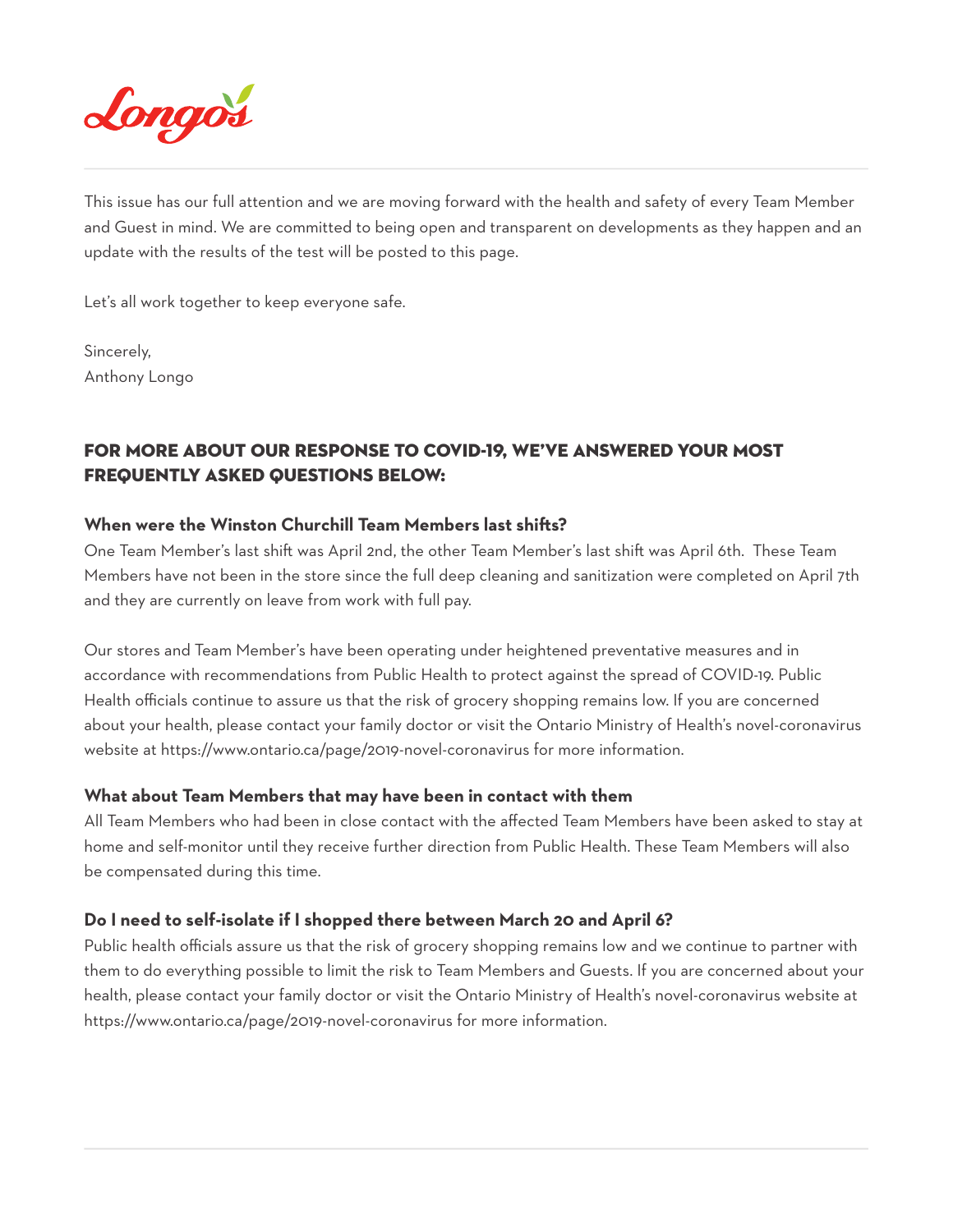This issue has our full attention and we are moving forward with the health and safety of every Team Member and Guest in mind. We are committed to being open and transparent on developments as they happen and an update with the results of the test will be posted to this page.

Let's all work together to keep everyone safe.

Sincerely,
Anthony Longo

## FOR MORE ABOUT OUR RESPONSE TO COVID-19, WE'VE ANSWERED YOUR MOST FREQUENTLY ASKED QUESTIONS BELOW:

### When were the Winston Churchill Team Members last shifts?

One Team Member's last shift was April 2nd, the other Team Member's last shift was April 6th. These Team Members have not been in the store since the full deep cleaning and sanitization were completed on April 7th and they are currently on leave from work with full pay.

Our stores and Team Member's have been operating under heightened preventative measures and in accordance with recommendations from Public Health to protect against the spread of COVID-19. Public Health officials continue to assure us that the risk of grocery shopping remains low. If you are concerned about your health, please contact your family doctor or visit the Ontario Ministry of Health's novel-coronavirus website at https://www.ontario.ca/page/2019-novel-coronavirus for more information.

### What about Team Members that may have been in contact with them

All Team Members who had been in close contact with the affected Team Members have been asked to stay at home and self-monitor until they receive further direction from Public Health. These Team Members will also be compensated during this time.

### Do I need to self-isolate if I shopped there between March 20 and April 6?

Public health officials assure us that the risk of grocery shopping remains low and we continue to partner with them to do everything possible to limit the risk to Team Members and Guests. If you are concerned about your health, please contact your family doctor or visit the Ontario Ministry of Health's novel-coronavirus website at https://www.ontario.ca/page/2019-novel-coronavirus for more information.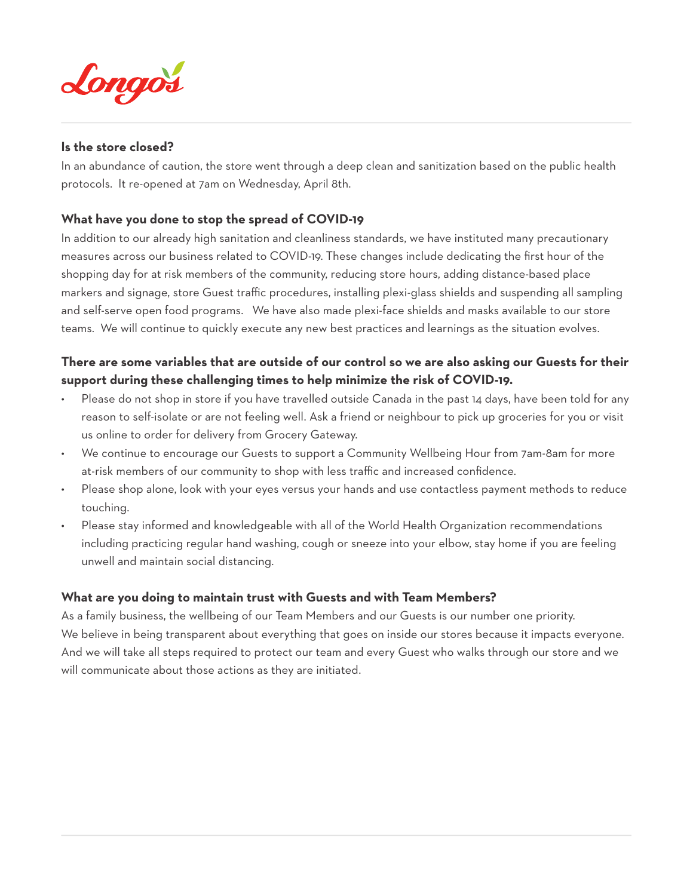Longo's

**Is the store closed?**

In an abundance of caution, the store went through a deep clean and sanitization based on the public health protocols. It re-opened at 7am on Wednesday, April 8th.

**What have you done to stop the spread of COVID-19**

In addition to our already high sanitation and cleanliness standards, we have instituted many precautionary measures across our business related to COVID-19. These changes include dedicating the first hour of the shopping day for at risk members of the community, reducing store hours, adding distance-based place markers and signage, store Guest traffic procedures, installing plexi-glass shields and suspending all sampling and self-serve open food programs. We have also made plexi-face shields and masks available to our store teams. We will continue to quickly execute any new best practices and learnings as the situation evolves.

**There are some variables that are outside of our control so we are also asking our Guests for their support during these challenging times to help minimize the risk of COVID-19.**

- Please do not shop in store if you have travelled outside Canada in the past 14 days, have been told for any reason to self-isolate or are not feeling well. Ask a friend or neighbour to pick up groceries for you or visit us online to order for delivery from Grocery Gateway.
- We continue to encourage our Guests to support a Community Wellbeing Hour from 7am-8am for more at-risk members of our community to shop with less traffic and increased confidence.
- Please shop alone, look with your eyes versus your hands and use contactless payment methods to reduce touching.
- Please stay informed and knowledgeable with all of the World Health Organization recommendations including practicing regular hand washing, cough or sneeze into your elbow, stay home if you are feeling unwell and maintain social distancing.

**What are you doing to maintain trust with Guests and with Team Members?**

As a family business, the wellbeing of our Team Members and our Guests is our number one priority. We believe in being transparent about everything that goes on inside our stores because it impacts everyone. And we will take all steps required to protect our team and every Guest who walks through our store and we will communicate about those actions as they are initiated.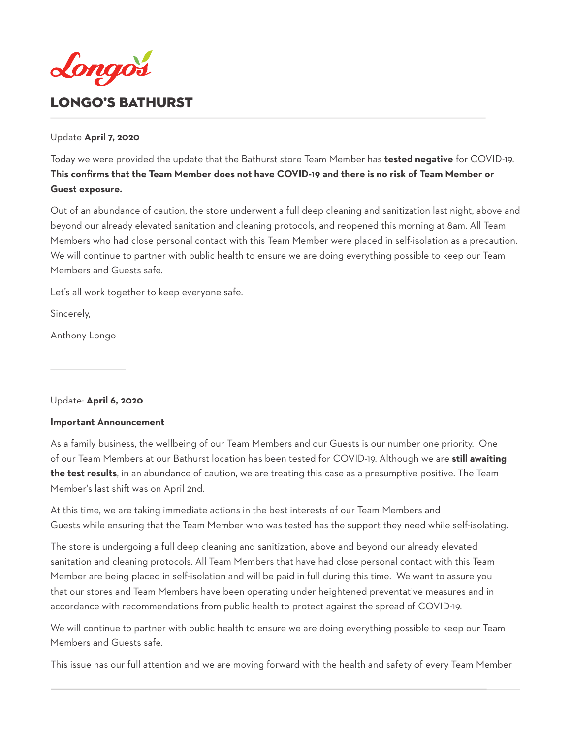Longo's

# LONGO'S BATHURST

Update **April 7, 2020**

Today we were provided the update that the Bathurst store Team Member has **tested negative** for COVID-19. **This confirms that the Team Member does not have COVID-19 and there is no risk of Team Member or Guest exposure.**

Out of an abundance of caution, the store underwent a full deep cleaning and sanitization last night, above and beyond our already elevated sanitation and cleaning protocols, and reopened this morning at 8am. All Team Members who had close personal contact with this Team Member were placed in self-isolation as a precaution. We will continue to partner with public health to ensure we are doing everything possible to keep our Team Members and Guests safe.

Let's all work together to keep everyone safe.

Sincerely,

Anthony Longo

---

Update: **April 6, 2020**

**Important Announcement**

As a family business, the wellbeing of our Team Members and our Guests is our number one priority. One of our Team Members at our Bathurst location has been tested for COVID-19. Although we are **still awaiting the test results**, in an abundance of caution, we are treating this case as a presumptive positive. The Team Member's last shift was on April 2nd.

At this time, we are taking immediate actions in the best interests of our Team Members and Guests while ensuring that the Team Member who was tested has the support they need while self-isolating.

The store is undergoing a full deep cleaning and sanitization, above and beyond our already elevated sanitation and cleaning protocols. All Team Members that have had close personal contact with this Team Member are being placed in self-isolation and will be paid in full during this time. We want to assure you that our stores and Team Members have been operating under heightened preventative measures and in accordance with recommendations from public health to protect against the spread of COVID-19.

We will continue to partner with public health to ensure we are doing everything possible to keep our Team Members and Guests safe.

This issue has our full attention and we are moving forward with the health and safety of every Team Member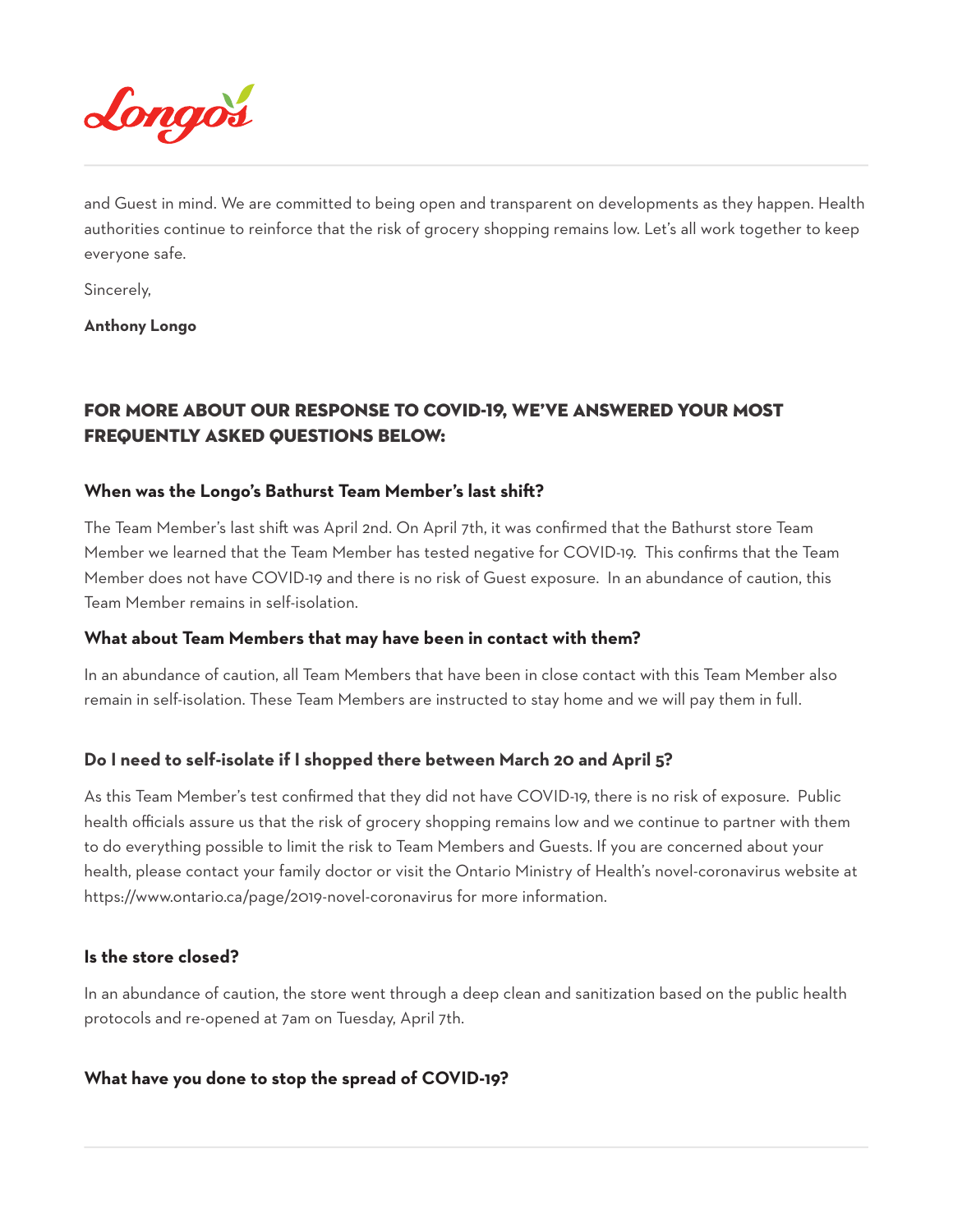and Guest in mind. We are committed to being open and transparent on developments as they happen. Health authorities continue to reinforce that the risk of grocery shopping remains low. Let's all work together to keep everyone safe.

Sincerely,

**Anthony Longo**

## FOR MORE ABOUT OUR RESPONSE TO COVID-19, WE'VE ANSWERED YOUR MOST FREQUENTLY ASKED QUESTIONS BELOW:

### When was the Longo's Bathurst Team Member's last shift?

The Team Member's last shift was April 2nd. On April 7th, it was confirmed that the Bathurst store Team Member we learned that the Team Member has tested negative for COVID-19. This confirms that the Team Member does not have COVID-19 and there is no risk of Guest exposure. In an abundance of caution, this Team Member remains in self-isolation.

### What about Team Members that may have been in contact with them?

In an abundance of caution, all Team Members that have been in close contact with this Team Member also remain in self-isolation. These Team Members are instructed to stay home and we will pay them in full.

### Do I need to self-isolate if I shopped there between March 20 and April 5?

As this Team Member's test confirmed that they did not have COVID-19, there is no risk of exposure. Public health officials assure us that the risk of grocery shopping remains low and we continue to partner with them to do everything possible to limit the risk to Team Members and Guests. If you are concerned about your health, please contact your family doctor or visit the Ontario Ministry of Health's novel-coronavirus website at https://www.ontario.ca/page/2019-novel-coronavirus for more information.

### Is the store closed?

In an abundance of caution, the store went through a deep clean and sanitization based on the public health protocols and re-opened at 7am on Tuesday, April 7th.

### What have you done to stop the spread of COVID-19?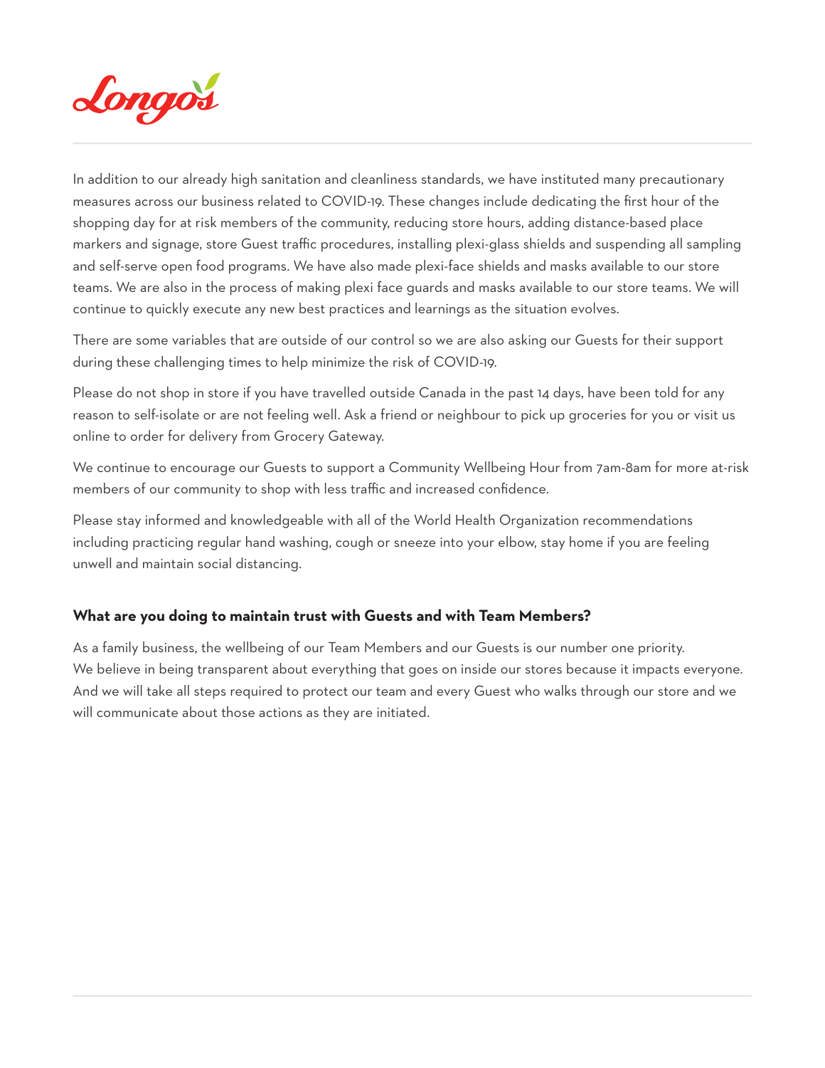In addition to our already high sanitation and cleanliness standards, we have instituted many precautionary measures across our business related to COVID-19. These changes include dedicating the first hour of the shopping day for at risk members of the community, reducing store hours, adding distance-based place markers and signage, store Guest traffic procedures, installing plexi-glass shields and suspending all sampling and self-serve open food programs. We have also made plexi-face shields and masks available to our store teams. We are also in the process of making plexi face guards and masks available to our store teams. We will continue to quickly execute any new best practices and learnings as the situation evolves.

There are some variables that are outside of our control so we are also asking our Guests for their support during these challenging times to help minimize the risk of COVID-19.

Please do not shop in store if you have travelled outside Canada in the past 14 days, have been told for any reason to self-isolate or are not feeling well. Ask a friend or neighbour to pick up groceries for you or visit us online to order for delivery from Grocery Gateway.

We continue to encourage our Guests to support a Community Wellbeing Hour from 7am-8am for more at-risk members of our community to shop with less traffic and increased confidence.

Please stay informed and knowledgeable with all of the World Health Organization recommendations including practicing regular hand washing, cough or sneeze into your elbow, stay home if you are feeling unwell and maintain social distancing.

### What are you doing to maintain trust with Guests and with Team Members?

As a family business, the wellbeing of our Team Members and our Guests is our number one priority. We believe in being transparent about everything that goes on inside our stores because it impacts everyone. And we will take all steps required to protect our team and every Guest who walks through our store and we will communicate about those actions as they are initiated.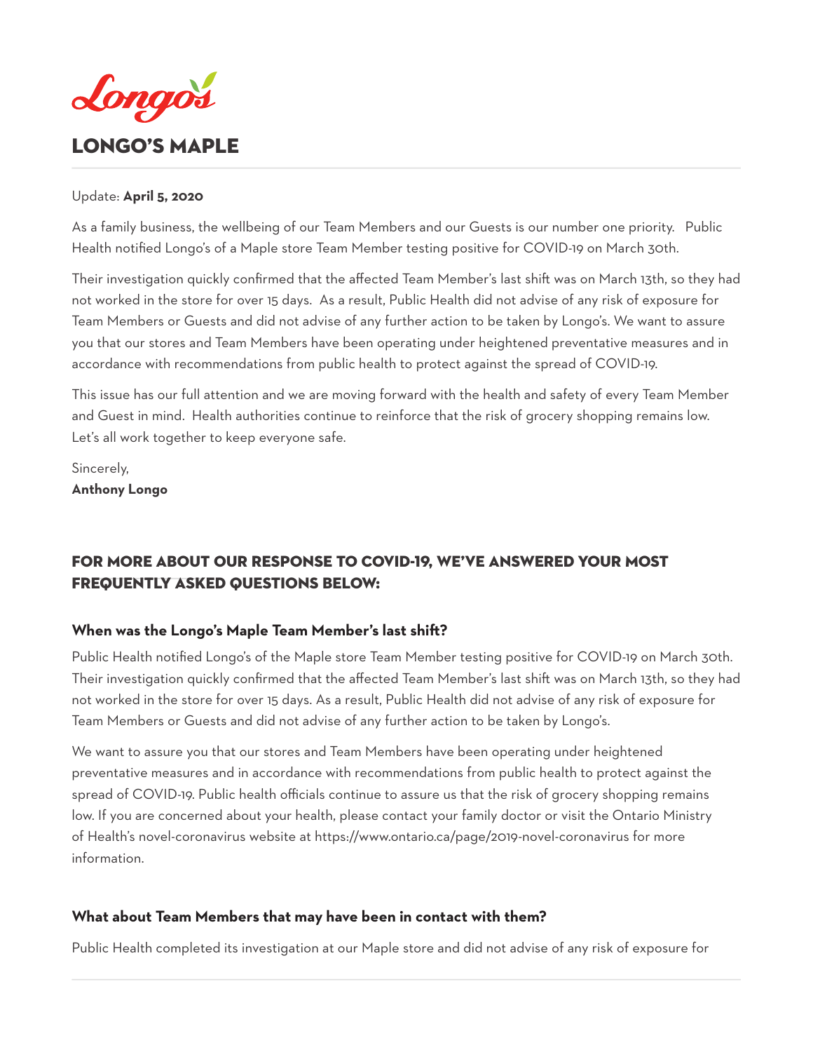Longo's

# LONGO'S MAPLE

Update: **April 5, 2020**

As a family business, the wellbeing of our Team Members and our Guests is our number one priority. Public Health notified Longo's of a Maple store Team Member testing positive for COVID-19 on March 30th.

Their investigation quickly confirmed that the affected Team Member's last shift was on March 13th, so they had not worked in the store for over 15 days. As a result, Public Health did not advise of any risk of exposure for Team Members or Guests and did not advise of any further action to be taken by Longo's. We want to assure you that our stores and Team Members have been operating under heightened preventative measures and in accordance with recommendations from public health to protect against the spread of COVID-19.

This issue has our full attention and we are moving forward with the health and safety of every Team Member and Guest in mind. Health authorities continue to reinforce that the risk of grocery shopping remains low. Let's all work together to keep everyone safe.

Sincerely,
**Anthony Longo**

## FOR MORE ABOUT OUR RESPONSE TO COVID-19, WE'VE ANSWERED YOUR MOST FREQUENTLY ASKED QUESTIONS BELOW:

### When was the Longo's Maple Team Member's last shift?

Public Health notified Longo's of the Maple store Team Member testing positive for COVID-19 on March 30th. Their investigation quickly confirmed that the affected Team Member's last shift was on March 13th, so they had not worked in the store for over 15 days. As a result, Public Health did not advise of any risk of exposure for Team Members or Guests and did not advise of any further action to be taken by Longo's.

We want to assure you that our stores and Team Members have been operating under heightened preventative measures and in accordance with recommendations from public health to protect against the spread of COVID-19. Public health officials continue to assure us that the risk of grocery shopping remains low. If you are concerned about your health, please contact your family doctor or visit the Ontario Ministry of Health's novel-coronavirus website at https://www.ontario.ca/page/2019-novel-coronavirus for more information.

### What about Team Members that may have been in contact with them?

Public Health completed its investigation at our Maple store and did not advise of any risk of exposure for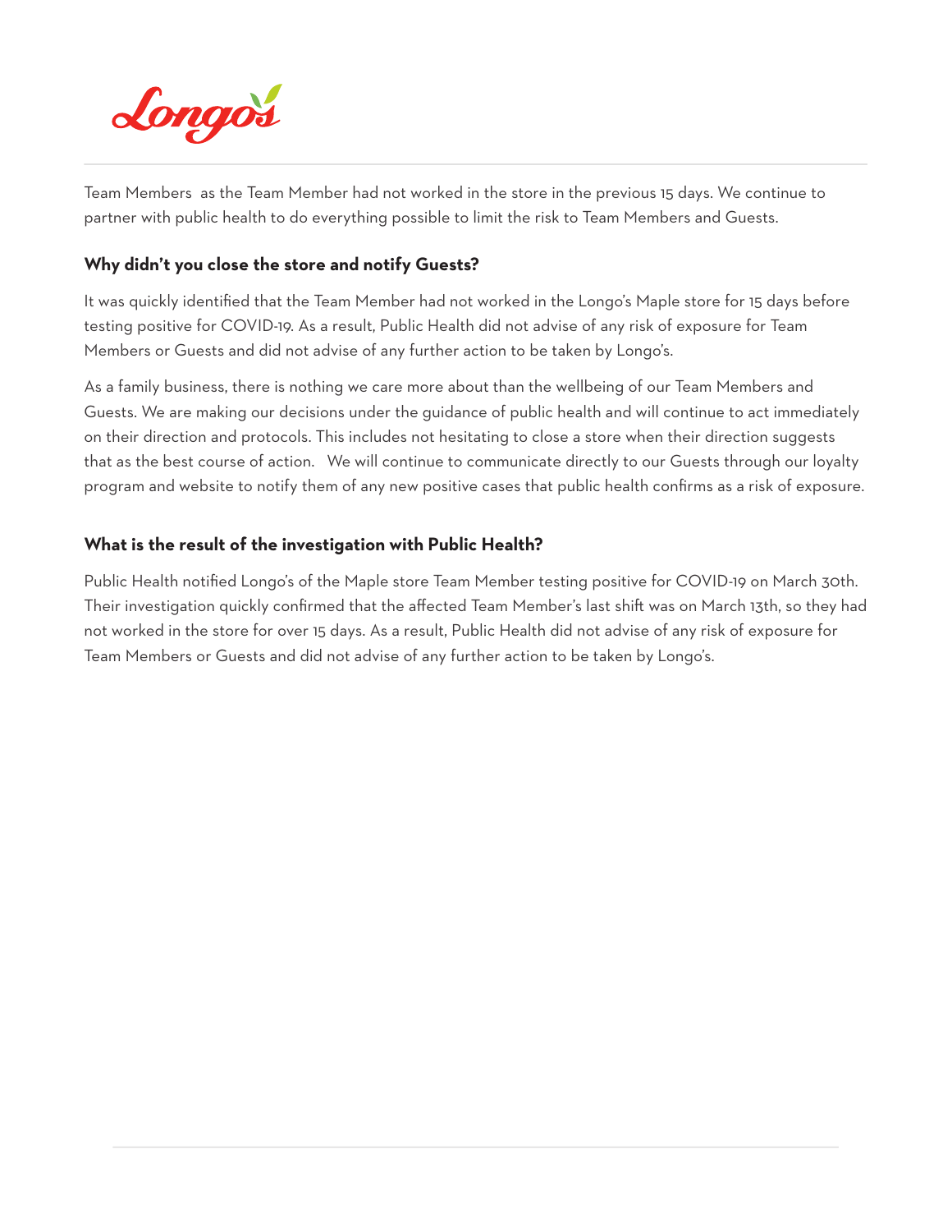Team Members  as the Team Member had not worked in the store in the previous 15 days. We continue to partner with public health to do everything possible to limit the risk to Team Members and Guests.

### Why didn't you close the store and notify Guests?

It was quickly identified that the Team Member had not worked in the Longo's Maple store for 15 days before testing positive for COVID-19. As a result, Public Health did not advise of any risk of exposure for Team Members or Guests and did not advise of any further action to be taken by Longo's.

As a family business, there is nothing we care more about than the wellbeing of our Team Members and Guests. We are making our decisions under the guidance of public health and will continue to act immediately on their direction and protocols. This includes not hesitating to close a store when their direction suggests that as the best course of action.   We will continue to communicate directly to our Guests through our loyalty program and website to notify them of any new positive cases that public health confirms as a risk of exposure.

### What is the result of the investigation with Public Health?

Public Health notified Longo's of the Maple store Team Member testing positive for COVID-19 on March 30th. Their investigation quickly confirmed that the affected Team Member's last shift was on March 13th, so they had not worked in the store for over 15 days. As a result, Public Health did not advise of any risk of exposure for Team Members or Guests and did not advise of any further action to be taken by Longo's.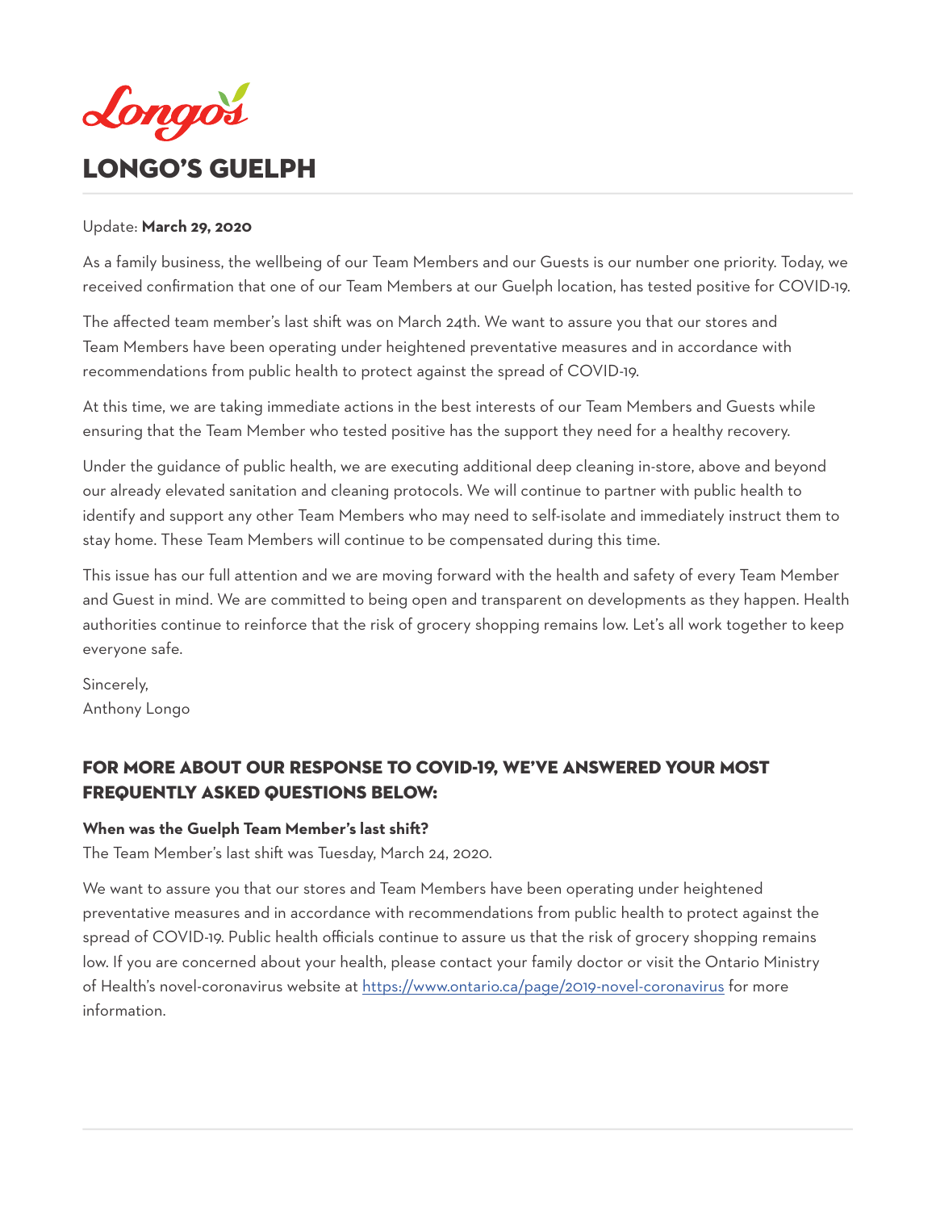# LONGO'S GUELPH

Update: **March 29, 2020**

As a family business, the wellbeing of our Team Members and our Guests is our number one priority. Today, we received confirmation that one of our Team Members at our Guelph location, has tested positive for COVID-19.

The affected team member's last shift was on March 24th. We want to assure you that our stores and Team Members have been operating under heightened preventative measures and in accordance with recommendations from public health to protect against the spread of COVID-19.

At this time, we are taking immediate actions in the best interests of our Team Members and Guests while ensuring that the Team Member who tested positive has the support they need for a healthy recovery.

Under the guidance of public health, we are executing additional deep cleaning in-store, above and beyond our already elevated sanitation and cleaning protocols. We will continue to partner with public health to identify and support any other Team Members who may need to self-isolate and immediately instruct them to stay home. These Team Members will continue to be compensated during this time.

This issue has our full attention and we are moving forward with the health and safety of every Team Member and Guest in mind. We are committed to being open and transparent on developments as they happen. Health authorities continue to reinforce that the risk of grocery shopping remains low. Let's all work together to keep everyone safe.

Sincerely,
Anthony Longo

## FOR MORE ABOUT OUR RESPONSE TO COVID-19, WE'VE ANSWERED YOUR MOST FREQUENTLY ASKED QUESTIONS BELOW:

**When was the Guelph Team Member's last shift?**
The Team Member's last shift was Tuesday, March 24, 2020.

We want to assure you that our stores and Team Members have been operating under heightened preventative measures and in accordance with recommendations from public health to protect against the spread of COVID-19. Public health officials continue to assure us that the risk of grocery shopping remains low. If you are concerned about your health, please contact your family doctor or visit the Ontario Ministry of Health's novel-coronavirus website at https://www.ontario.ca/page/2019-novel-coronavirus for more information.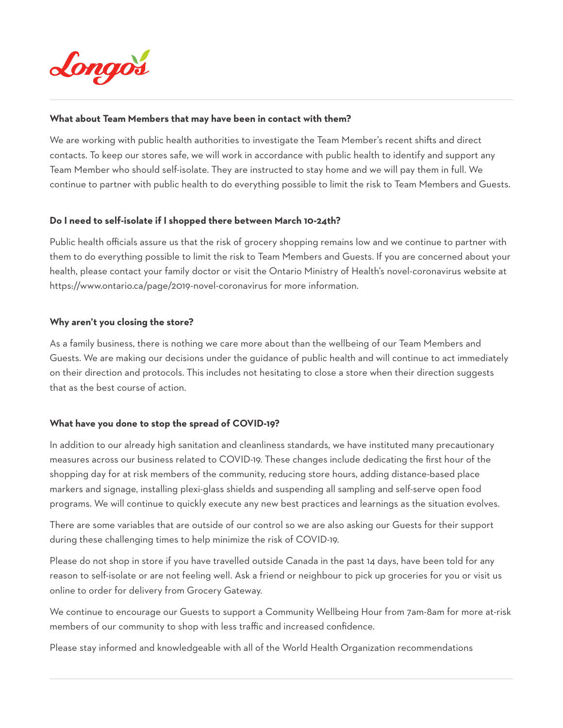**What about Team Members that may have been in contact with them?**

We are working with public health authorities to investigate the Team Member's recent shifts and direct contacts. To keep our stores safe, we will work in accordance with public health to identify and support any Team Member who should self-isolate. They are instructed to stay home and we will pay them in full. We continue to partner with public health to do everything possible to limit the risk to Team Members and Guests.

**Do I need to self-isolate if I shopped there between March 10-24th?**

Public health officials assure us that the risk of grocery shopping remains low and we continue to partner with them to do everything possible to limit the risk to Team Members and Guests. If you are concerned about your health, please contact your family doctor or visit the Ontario Ministry of Health's novel-coronavirus website at https://www.ontario.ca/page/2019-novel-coronavirus for more information.

**Why aren't you closing the store?**

As a family business, there is nothing we care more about than the wellbeing of our Team Members and Guests. We are making our decisions under the guidance of public health and will continue to act immediately on their direction and protocols. This includes not hesitating to close a store when their direction suggests that as the best course of action.

**What have you done to stop the spread of COVID-19?**

In addition to our already high sanitation and cleanliness standards, we have instituted many precautionary measures across our business related to COVID-19. These changes include dedicating the first hour of the shopping day for at risk members of the community, reducing store hours, adding distance-based place markers and signage, installing plexi-glass shields and suspending all sampling and self-serve open food programs. We will continue to quickly execute any new best practices and learnings as the situation evolves.

There are some variables that are outside of our control so we are also asking our Guests for their support during these challenging times to help minimize the risk of COVID-19.

Please do not shop in store if you have travelled outside Canada in the past 14 days, have been told for any reason to self-isolate or are not feeling well. Ask a friend or neighbour to pick up groceries for you or visit us online to order for delivery from Grocery Gateway.

We continue to encourage our Guests to support a Community Wellbeing Hour from 7am-8am for more at-risk members of our community to shop with less traffic and increased confidence.

Please stay informed and knowledgeable with all of the World Health Organization recommendations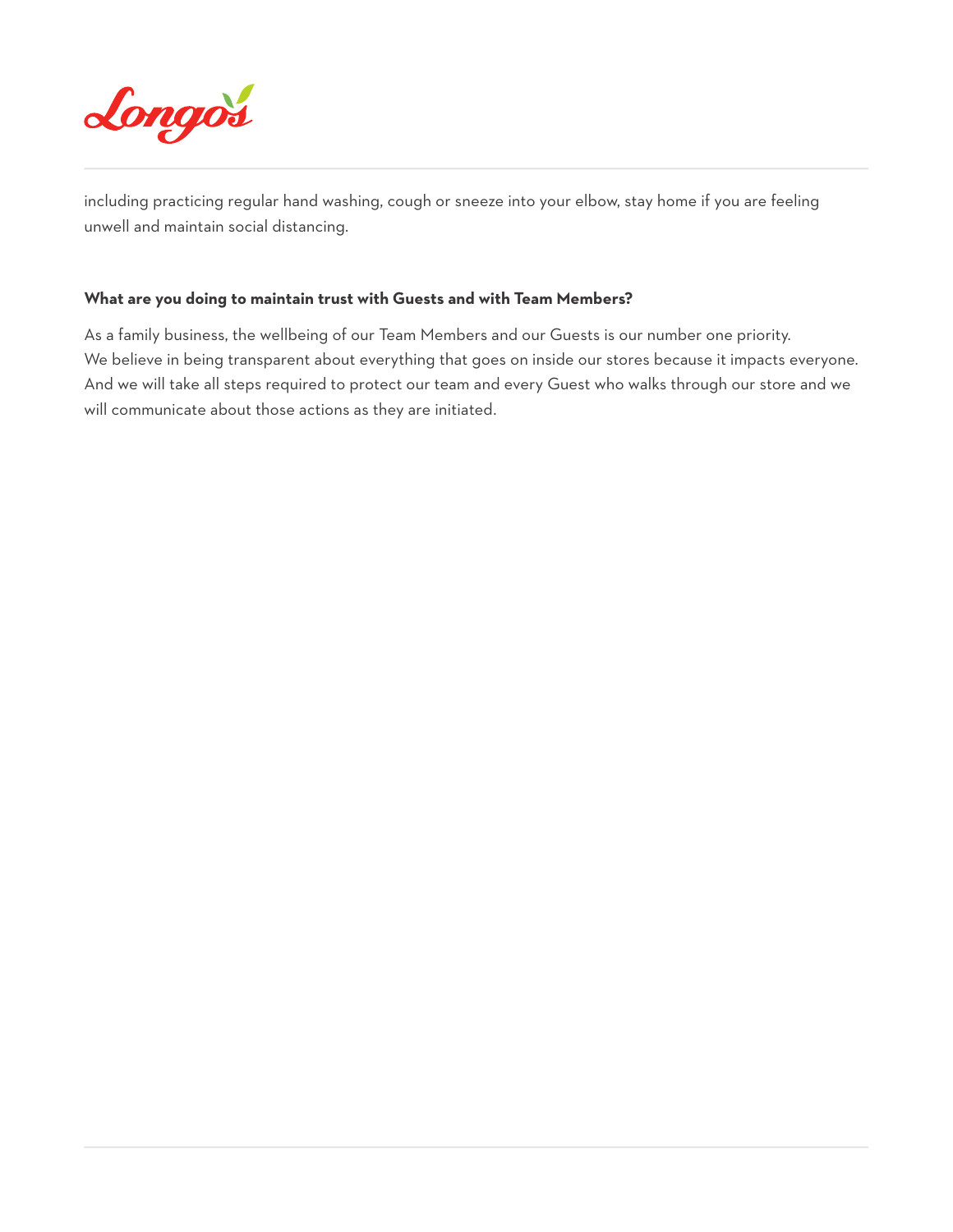including practicing regular hand washing, cough or sneeze into your elbow, stay home if you are feeling unwell and maintain social distancing.

**What are you doing to maintain trust with Guests and with Team Members?**

As a family business, the wellbeing of our Team Members and our Guests is our number one priority. We believe in being transparent about everything that goes on inside our stores because it impacts everyone. And we will take all steps required to protect our team and every Guest who walks through our store and we will communicate about those actions as they are initiated.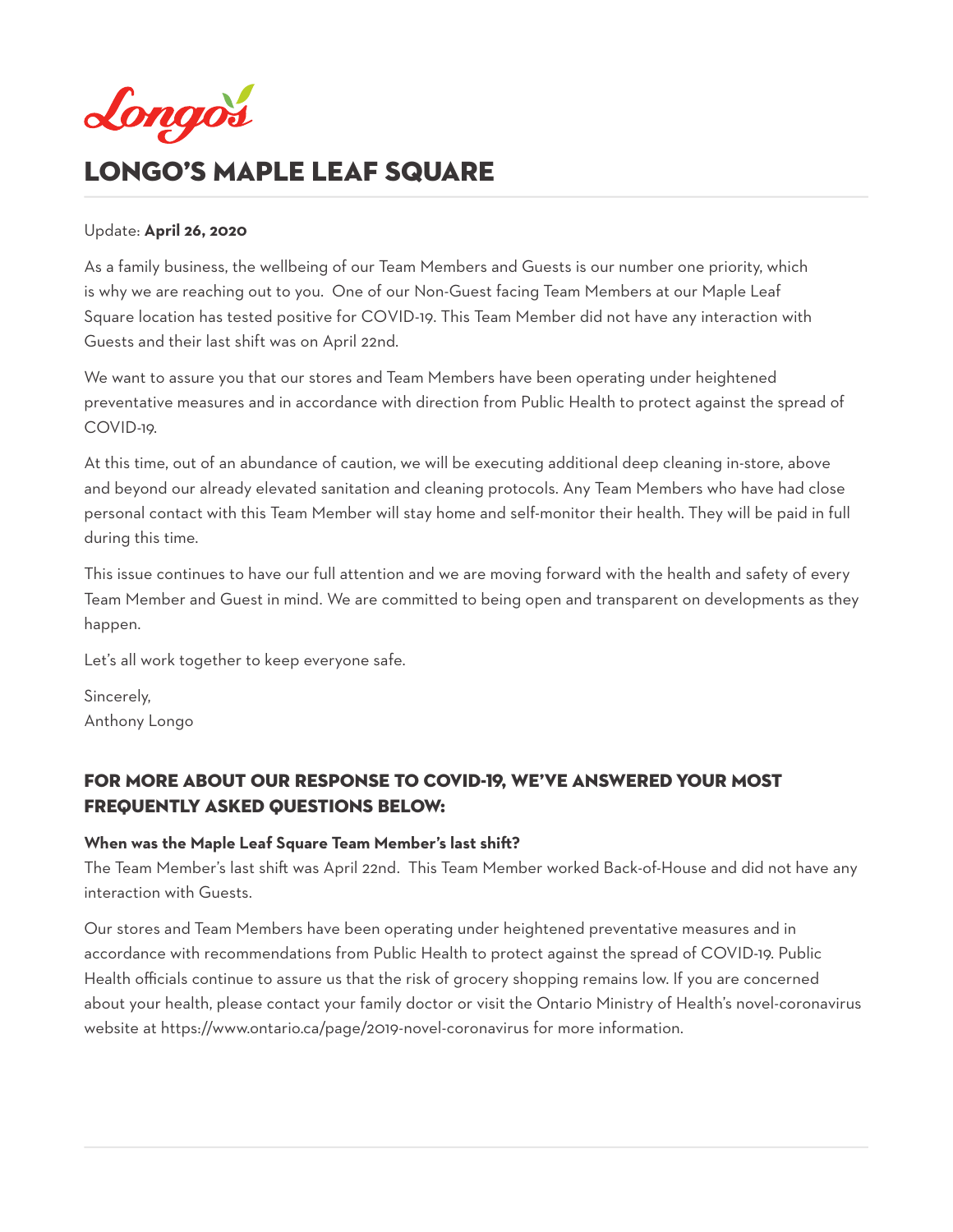Longo's

# LONGO'S MAPLE LEAF SQUARE

Update: **April 26, 2020**

As a family business, the wellbeing of our Team Members and Guests is our number one priority, which is why we are reaching out to you. One of our Non-Guest facing Team Members at our Maple Leaf Square location has tested positive for COVID-19. This Team Member did not have any interaction with Guests and their last shift was on April 22nd.

We want to assure you that our stores and Team Members have been operating under heightened preventative measures and in accordance with direction from Public Health to protect against the spread of COVID-19.

At this time, out of an abundance of caution, we will be executing additional deep cleaning in-store, above and beyond our already elevated sanitation and cleaning protocols. Any Team Members who have had close personal contact with this Team Member will stay home and self-monitor their health. They will be paid in full during this time.

This issue continues to have our full attention and we are moving forward with the health and safety of every Team Member and Guest in mind. We are committed to being open and transparent on developments as they happen.

Let's all work together to keep everyone safe.

Sincerely,
Anthony Longo

## FOR MORE ABOUT OUR RESPONSE TO COVID-19, WE'VE ANSWERED YOUR MOST FREQUENTLY ASKED QUESTIONS BELOW:

**When was the Maple Leaf Square Team Member's last shift?**
The Team Member's last shift was April 22nd. This Team Member worked Back-of-House and did not have any interaction with Guests.

Our stores and Team Members have been operating under heightened preventative measures and in accordance with recommendations from Public Health to protect against the spread of COVID-19. Public Health officials continue to assure us that the risk of grocery shopping remains low. If you are concerned about your health, please contact your family doctor or visit the Ontario Ministry of Health's novel-coronavirus website at https://www.ontario.ca/page/2019-novel-coronavirus for more information.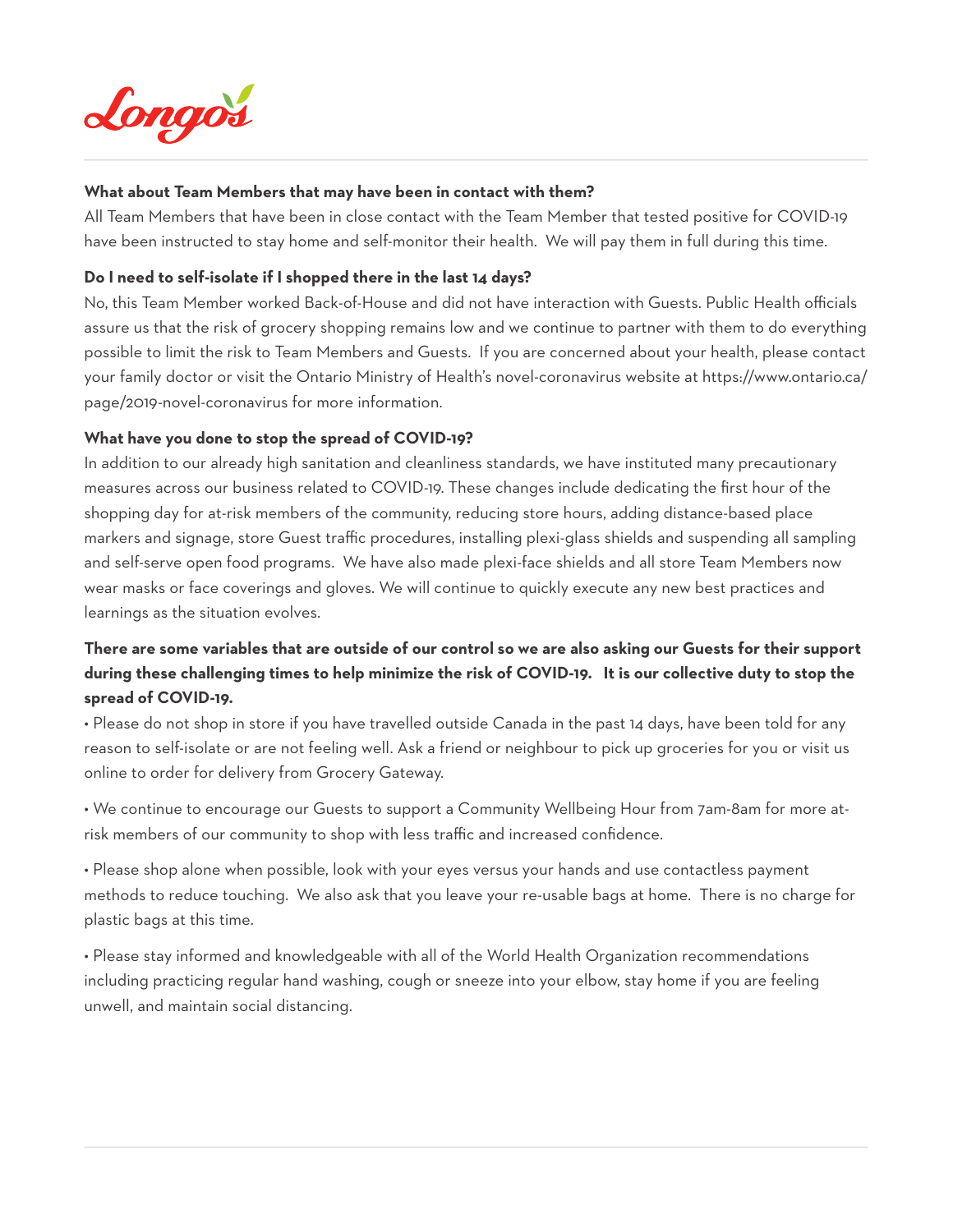Longo's

**What about Team Members that may have been in contact with them?**

All Team Members that have been in close contact with the Team Member that tested positive for COVID-19 have been instructed to stay home and self-monitor their health. We will pay them in full during this time.

**Do I need to self-isolate if I shopped there in the last 14 days?**

No, this Team Member worked Back-of-House and did not have interaction with Guests. Public Health officials assure us that the risk of grocery shopping remains low and we continue to partner with them to do everything possible to limit the risk to Team Members and Guests. If you are concerned about your health, please contact your family doctor or visit the Ontario Ministry of Health's novel-coronavirus website at https://www.ontario.ca/page/2019-novel-coronavirus for more information.

**What have you done to stop the spread of COVID-19?**

In addition to our already high sanitation and cleanliness standards, we have instituted many precautionary measures across our business related to COVID-19. These changes include dedicating the first hour of the shopping day for at-risk members of the community, reducing store hours, adding distance-based place markers and signage, store Guest traffic procedures, installing plexi-glass shields and suspending all sampling and self-serve open food programs. We have also made plexi-face shields and all store Team Members now wear masks or face coverings and gloves. We will continue to quickly execute any new best practices and learnings as the situation evolves.

**There are some variables that are outside of our control so we are also asking our Guests for their support during these challenging times to help minimize the risk of COVID-19. It is our collective duty to stop the spread of COVID-19.**

- Please do not shop in store if you have travelled outside Canada in the past 14 days, have been told for any reason to self-isolate or are not feeling well. Ask a friend or neighbour to pick up groceries for you or visit us online to order for delivery from Grocery Gateway.

- We continue to encourage our Guests to support a Community Wellbeing Hour from 7am-8am for more at-risk members of our community to shop with less traffic and increased confidence.

- Please shop alone when possible, look with your eyes versus your hands and use contactless payment methods to reduce touching. We also ask that you leave your re-usable bags at home. There is no charge for plastic bags at this time.

- Please stay informed and knowledgeable with all of the World Health Organization recommendations including practicing regular hand washing, cough or sneeze into your elbow, stay home if you are feeling unwell, and maintain social distancing.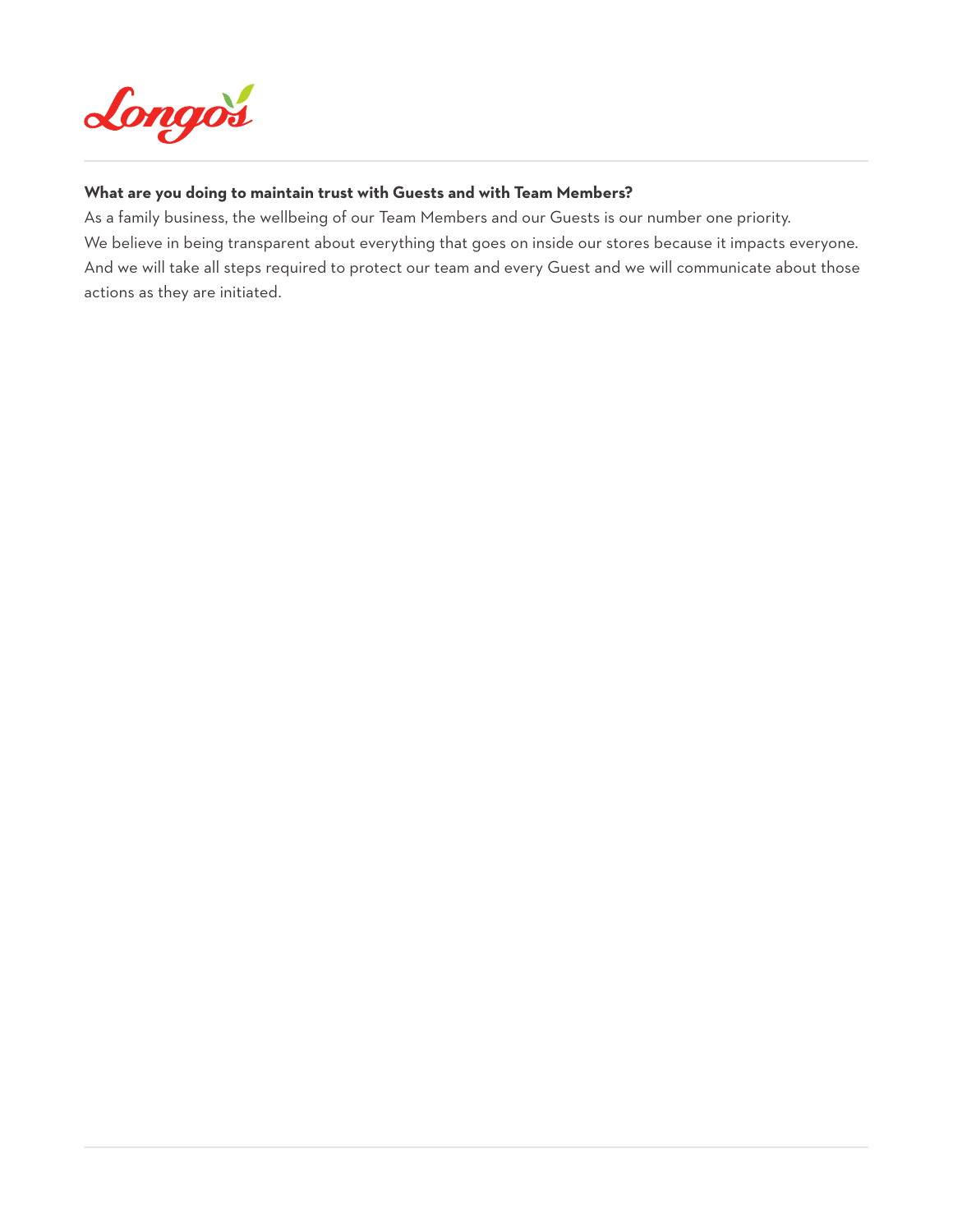**What are you doing to maintain trust with Guests and with Team Members?**

As a family business, the wellbeing of our Team Members and our Guests is our number one priority. We believe in being transparent about everything that goes on inside our stores because it impacts everyone. And we will take all steps required to protect our team and every Guest and we will communicate about those actions as they are initiated.